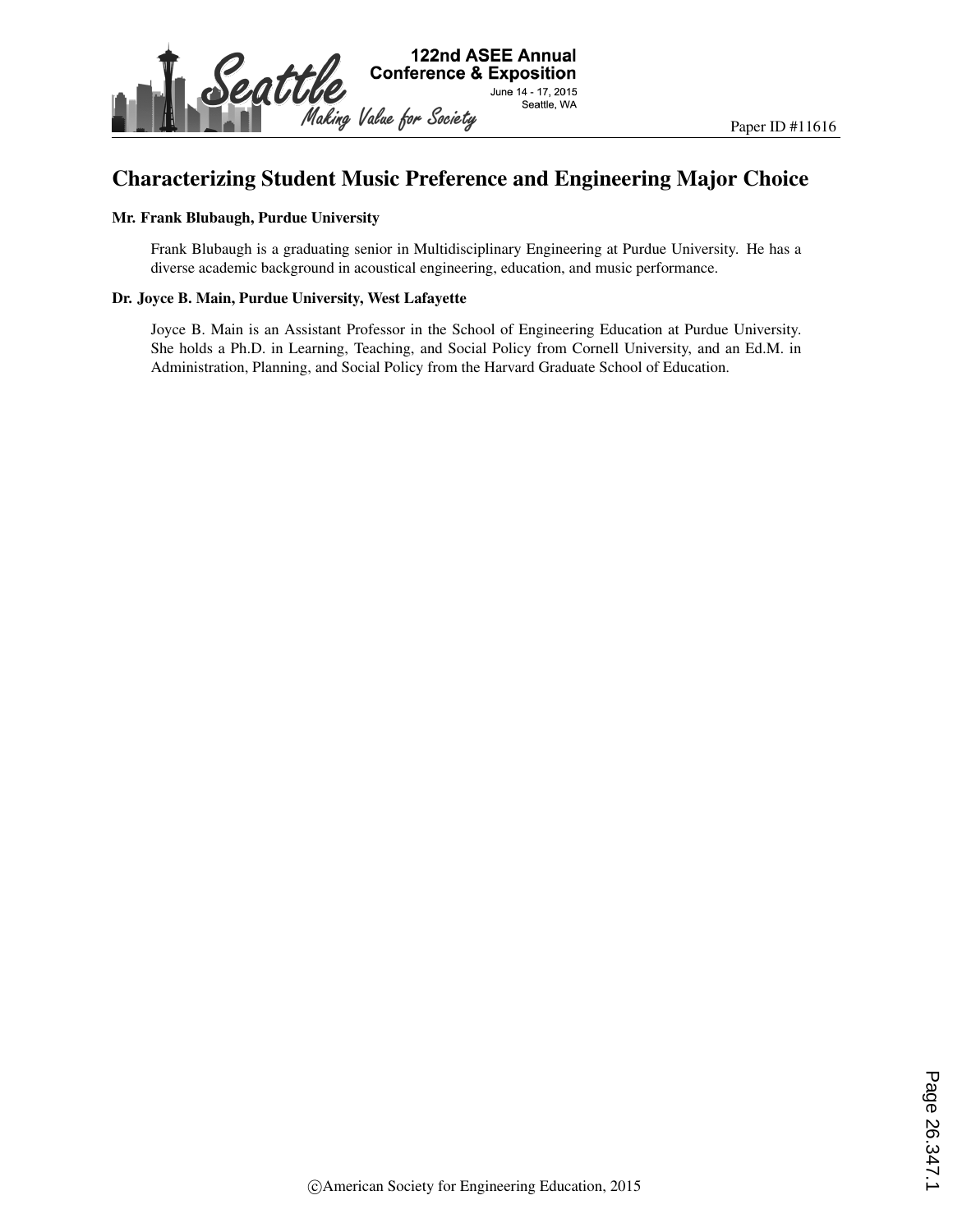Paper ID #11616

# Characterizing Student Music Preference and Engineering Major Choice

**Mr. Frank Blubaugh, Purdue University**

Frank Blubaugh is a graduating senior in Multidisciplinary Engineering at Purdue University. He has a diverse academic background in acoustical engineering, education, and music performance.

**Dr. Joyce B. Main, Purdue University, West Lafayette**

Joyce B. Main is an Assistant Professor in the School of Engineering Education at Purdue University. She holds a Ph.D. in Learning, Teaching, and Social Policy from Cornell University, and an Ed.M. in Administration, Planning, and Social Policy from the Harvard Graduate School of Education.

©American Society for Engineering Education, 2015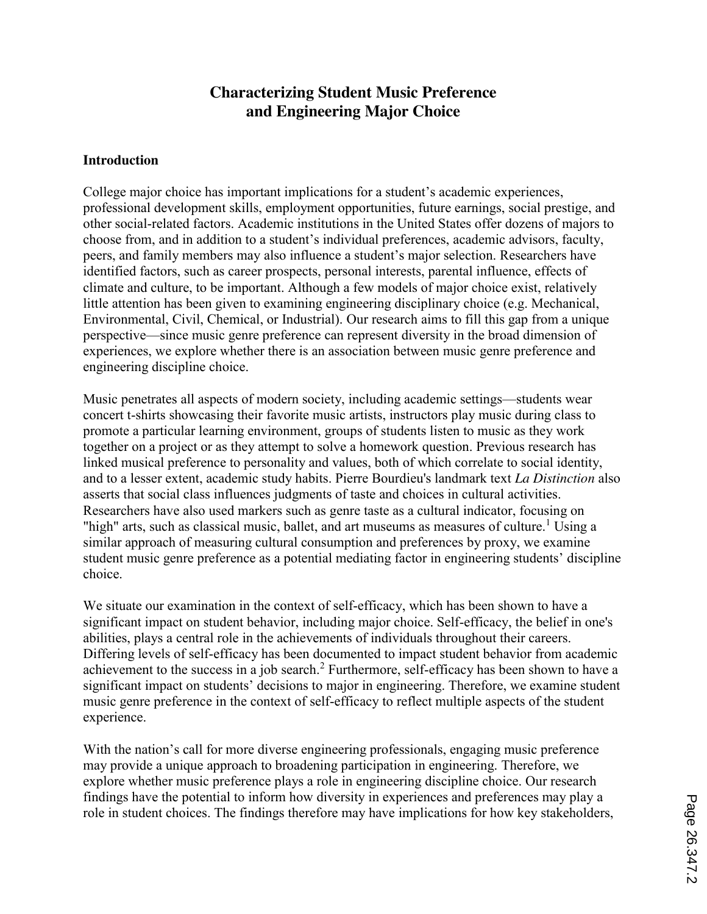# Characterizing Student Music Preference and Engineering Major Choice

## Introduction

College major choice has important implications for a student's academic experiences, professional development skills, employment opportunities, future earnings, social prestige, and other social-related factors. Academic institutions in the United States offer dozens of majors to choose from, and in addition to a student's individual preferences, academic advisors, faculty, peers, and family members may also influence a student's major selection. Researchers have identified factors, such as career prospects, personal interests, parental influence, effects of climate and culture, to be important. Although a few models of major choice exist, relatively little attention has been given to examining engineering disciplinary choice (e.g. Mechanical, Environmental, Civil, Chemical, or Industrial). Our research aims to fill this gap from a unique perspective—since music genre preference can represent diversity in the broad dimension of experiences, we explore whether there is an association between music genre preference and engineering discipline choice.

Music penetrates all aspects of modern society, including academic settings—students wear concert t-shirts showcasing their favorite music artists, instructors play music during class to promote a particular learning environment, groups of students listen to music as they work together on a project or as they attempt to solve a homework question. Previous research has linked musical preference to personality and values, both of which correlate to social identity, and to a lesser extent, academic study habits. Pierre Bourdieu's landmark text *La Distinction* also asserts that social class influences judgments of taste and choices in cultural activities. Researchers have also used markers such as genre taste as a cultural indicator, focusing on "high" arts, such as classical music, ballet, and art museums as measures of culture.[1] Using a similar approach of measuring cultural consumption and preferences by proxy, we examine student music genre preference as a potential mediating factor in engineering students' discipline choice.

We situate our examination in the context of self-efficacy, which has been shown to have a significant impact on student behavior, including major choice. Self-efficacy, the belief in one's abilities, plays a central role in the achievements of individuals throughout their careers. Differing levels of self-efficacy has been documented to impact student behavior from academic achievement to the success in a job search.[2] Furthermore, self-efficacy has been shown to have a significant impact on students' decisions to major in engineering. Therefore, we examine student music genre preference in the context of self-efficacy to reflect multiple aspects of the student experience.

With the nation's call for more diverse engineering professionals, engaging music preference may provide a unique approach to broadening participation in engineering. Therefore, we explore whether music preference plays a role in engineering discipline choice. Our research findings have the potential to inform how diversity in experiences and preferences may play a role in student choices. The findings therefore may have implications for how key stakeholders,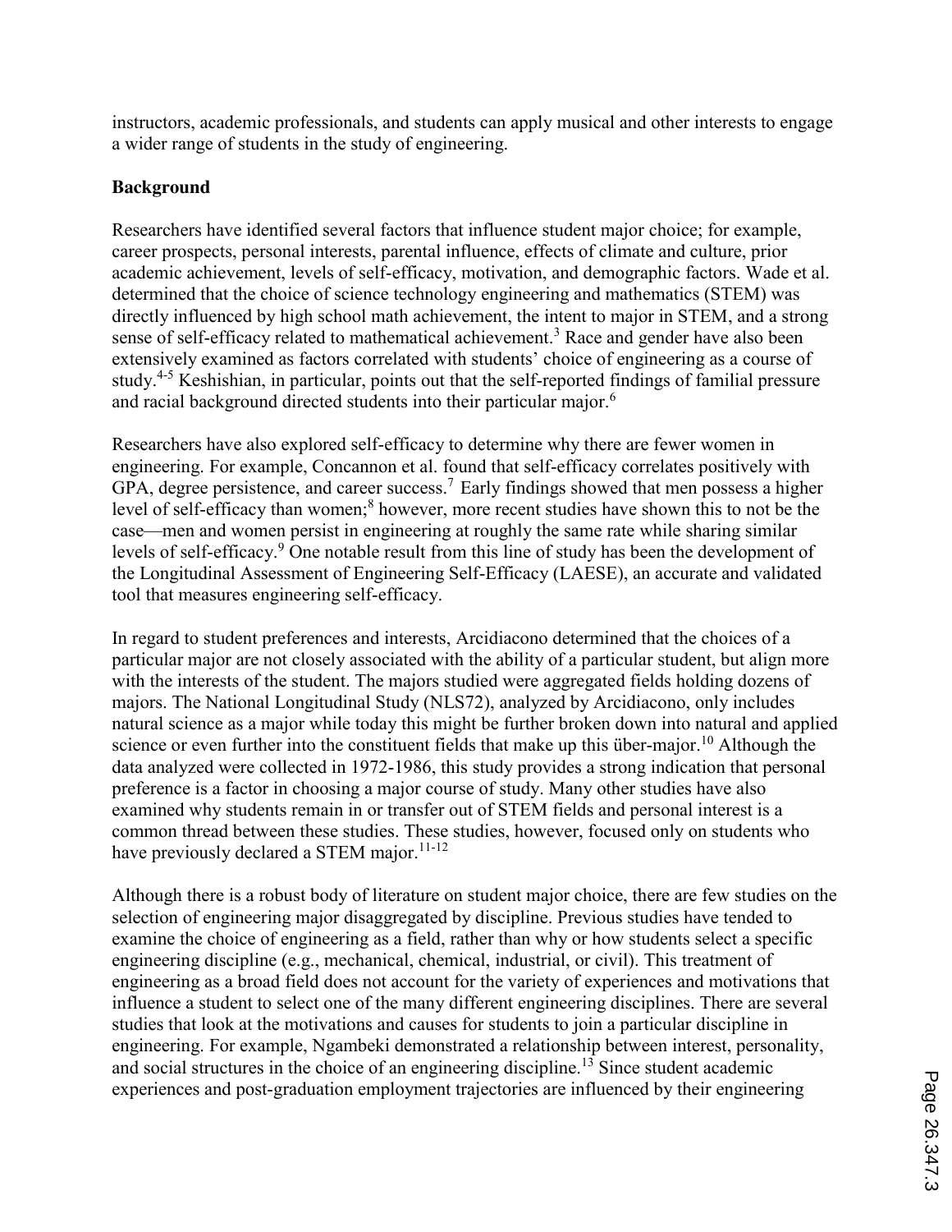instructors, academic professionals, and students can apply musical and other interests to engage a wider range of students in the study of engineering.

## Background

Researchers have identified several factors that influence student major choice; for example, career prospects, personal interests, parental influence, effects of climate and culture, prior academic achievement, levels of self-efficacy, motivation, and demographic factors. Wade et al. determined that the choice of science technology engineering and mathematics (STEM) was directly influenced by high school math achievement, the intent to major in STEM, and a strong sense of self-efficacy related to mathematical achievement.[3] Race and gender have also been extensively examined as factors correlated with students' choice of engineering as a course of study.[4-5] Keshishian, in particular, points out that the self-reported findings of familial pressure and racial background directed students into their particular major.[6]

Researchers have also explored self-efficacy to determine why there are fewer women in engineering. For example, Concannon et al. found that self-efficacy correlates positively with GPA, degree persistence, and career success.[7] Early findings showed that men possess a higher level of self-efficacy than women;[8] however, more recent studies have shown this to not be the case—men and women persist in engineering at roughly the same rate while sharing similar levels of self-efficacy.[9] One notable result from this line of study has been the development of the Longitudinal Assessment of Engineering Self-Efficacy (LAESE), an accurate and validated tool that measures engineering self-efficacy.

In regard to student preferences and interests, Arcidiacono determined that the choices of a particular major are not closely associated with the ability of a particular student, but align more with the interests of the student. The majors studied were aggregated fields holding dozens of majors. The National Longitudinal Study (NLS72), analyzed by Arcidiacono, only includes natural science as a major while today this might be further broken down into natural and applied science or even further into the constituent fields that make up this über-major.[10] Although the data analyzed were collected in 1972-1986, this study provides a strong indication that personal preference is a factor in choosing a major course of study. Many other studies have also examined why students remain in or transfer out of STEM fields and personal interest is a common thread between these studies. These studies, however, focused only on students who have previously declared a STEM major.[11-12]

Although there is a robust body of literature on student major choice, there are few studies on the selection of engineering major disaggregated by discipline. Previous studies have tended to examine the choice of engineering as a field, rather than why or how students select a specific engineering discipline (e.g., mechanical, chemical, industrial, or civil). This treatment of engineering as a broad field does not account for the variety of experiences and motivations that influence a student to select one of the many different engineering disciplines. There are several studies that look at the motivations and causes for students to join a particular discipline in engineering. For example, Ngambeki demonstrated a relationship between interest, personality, and social structures in the choice of an engineering discipline.[13] Since student academic experiences and post-graduation employment trajectories are influenced by their engineering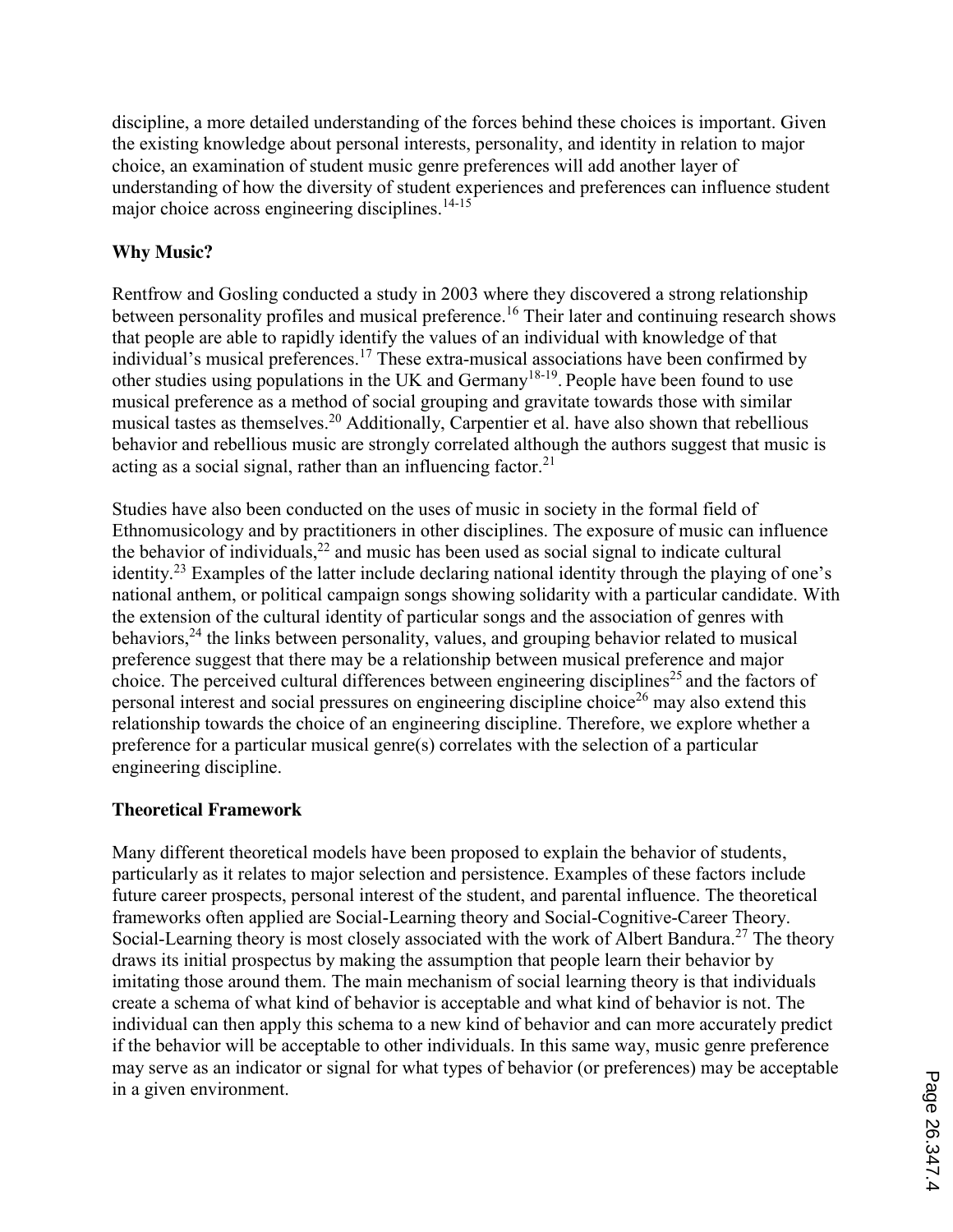discipline, a more detailed understanding of the forces behind these choices is important. Given the existing knowledge about personal interests, personality, and identity in relation to major choice, an examination of student music genre preferences will add another layer of understanding of how the diversity of student experiences and preferences can influence student major choice across engineering disciplines.[14-15]

**Why Music?**

Rentfrow and Gosling conducted a study in 2003 where they discovered a strong relationship between personality profiles and musical preference.[16] Their later and continuing research shows that people are able to rapidly identify the values of an individual with knowledge of that individual's musical preferences.[17] These extra-musical associations have been confirmed by other studies using populations in the UK and Germany[18-19]. People have been found to use musical preference as a method of social grouping and gravitate towards those with similar musical tastes as themselves.[20] Additionally, Carpentier et al. have also shown that rebellious behavior and rebellious music are strongly correlated although the authors suggest that music is acting as a social signal, rather than an influencing factor.[21]

Studies have also been conducted on the uses of music in society in the formal field of Ethnomusicology and by practitioners in other disciplines. The exposure of music can influence the behavior of individuals,[22] and music has been used as social signal to indicate cultural identity.[23] Examples of the latter include declaring national identity through the playing of one's national anthem, or political campaign songs showing solidarity with a particular candidate. With the extension of the cultural identity of particular songs and the association of genres with behaviors,[24] the links between personality, values, and grouping behavior related to musical preference suggest that there may be a relationship between musical preference and major choice. The perceived cultural differences between engineering disciplines[25] and the factors of personal interest and social pressures on engineering discipline choice[26] may also extend this relationship towards the choice of an engineering discipline. Therefore, we explore whether a preference for a particular musical genre(s) correlates with the selection of a particular engineering discipline.

**Theoretical Framework**

Many different theoretical models have been proposed to explain the behavior of students, particularly as it relates to major selection and persistence. Examples of these factors include future career prospects, personal interest of the student, and parental influence. The theoretical frameworks often applied are Social-Learning theory and Social-Cognitive-Career Theory. Social-Learning theory is most closely associated with the work of Albert Bandura.[27] The theory draws its initial prospectus by making the assumption that people learn their behavior by imitating those around them. The main mechanism of social learning theory is that individuals create a schema of what kind of behavior is acceptable and what kind of behavior is not. The individual can then apply this schema to a new kind of behavior and can more accurately predict if the behavior will be acceptable to other individuals. In this same way, music genre preference may serve as an indicator or signal for what types of behavior (or preferences) may be acceptable in a given environment.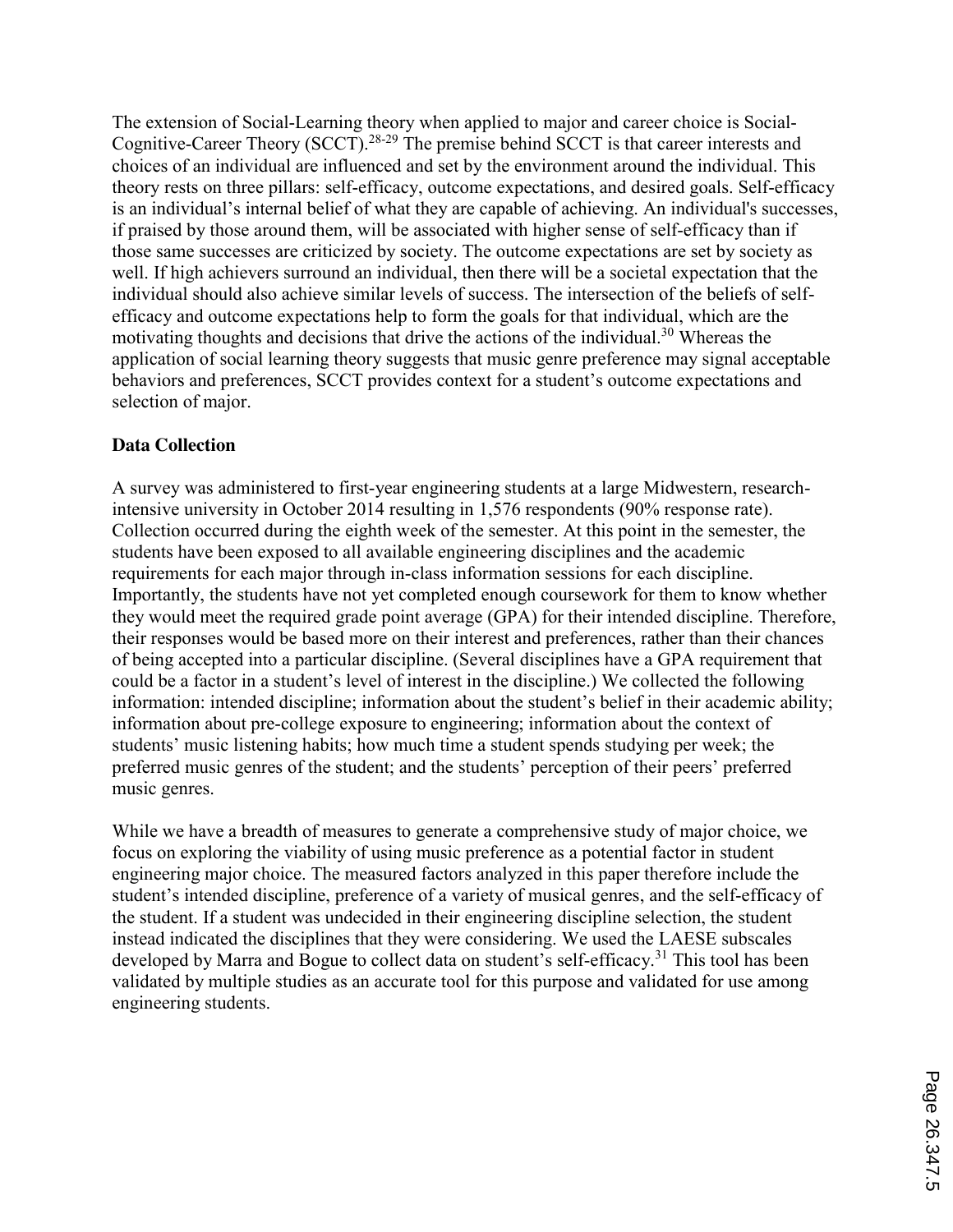The extension of Social-Learning theory when applied to major and career choice is Social-Cognitive-Career Theory (SCCT).[28-29] The premise behind SCCT is that career interests and choices of an individual are influenced and set by the environment around the individual. This theory rests on three pillars: self-efficacy, outcome expectations, and desired goals. Self-efficacy is an individual's internal belief of what they are capable of achieving. An individual's successes, if praised by those around them, will be associated with higher sense of self-efficacy than if those same successes are criticized by society. The outcome expectations are set by society as well. If high achievers surround an individual, then there will be a societal expectation that the individual should also achieve similar levels of success. The intersection of the beliefs of self-efficacy and outcome expectations help to form the goals for that individual, which are the motivating thoughts and decisions that drive the actions of the individual.[30] Whereas the application of social learning theory suggests that music genre preference may signal acceptable behaviors and preferences, SCCT provides context for a student's outcome expectations and selection of major.

**Data Collection**

A survey was administered to first-year engineering students at a large Midwestern, research-intensive university in October 2014 resulting in 1,576 respondents (90% response rate). Collection occurred during the eighth week of the semester. At this point in the semester, the students have been exposed to all available engineering disciplines and the academic requirements for each major through in-class information sessions for each discipline. Importantly, the students have not yet completed enough coursework for them to know whether they would meet the required grade point average (GPA) for their intended discipline. Therefore, their responses would be based more on their interest and preferences, rather than their chances of being accepted into a particular discipline. (Several disciplines have a GPA requirement that could be a factor in a student's level of interest in the discipline.) We collected the following information: intended discipline; information about the student's belief in their academic ability; information about pre-college exposure to engineering; information about the context of students' music listening habits; how much time a student spends studying per week; the preferred music genres of the student; and the students' perception of their peers' preferred music genres.

While we have a breadth of measures to generate a comprehensive study of major choice, we focus on exploring the viability of using music preference as a potential factor in student engineering major choice. The measured factors analyzed in this paper therefore include the student's intended discipline, preference of a variety of musical genres, and the self-efficacy of the student. If a student was undecided in their engineering discipline selection, the student instead indicated the disciplines that they were considering. We used the LAESE subscales developed by Marra and Bogue to collect data on student's self-efficacy.[31] This tool has been validated by multiple studies as an accurate tool for this purpose and validated for use among engineering students.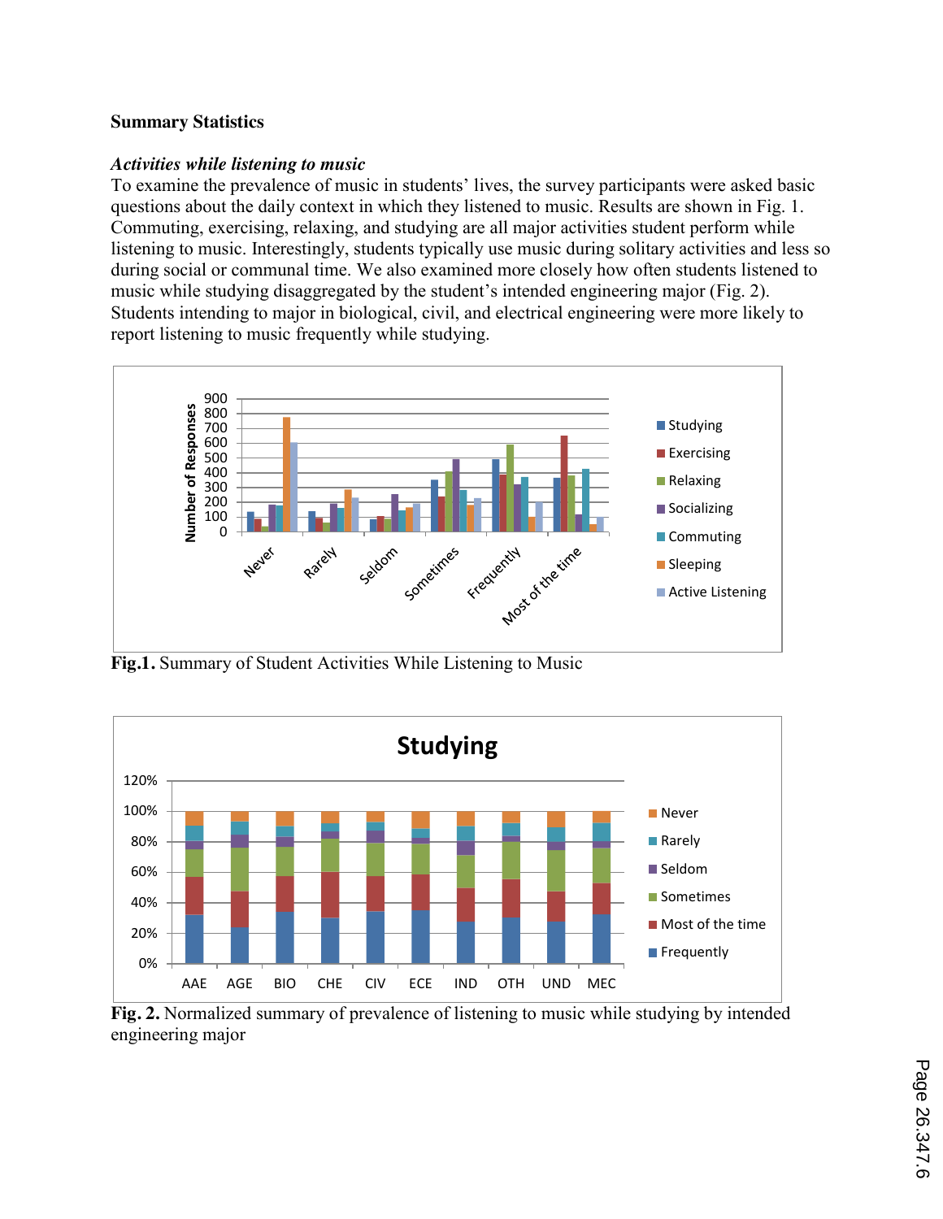## Summary Statistics

### *Activities while listening to music*

To examine the prevalence of music in students' lives, the survey participants were asked basic questions about the daily context in which they listened to music. Results are shown in Fig. 1. Commuting, exercising, relaxing, and studying are all major activities student perform while listening to music. Interestingly, students typically use music during solitary activities and less so during social or communal time. We also examined more closely how often students listened to music while studying disaggregated by the student's intended engineering major (Fig. 2). Students intending to major in biological, civil, and electrical engineering were more likely to report listening to music frequently while studying.

**Fig.1.** Summary of Student Activities While Listening to Music

**Fig. 2.** Normalized summary of prevalence of listening to music while studying by intended engineering major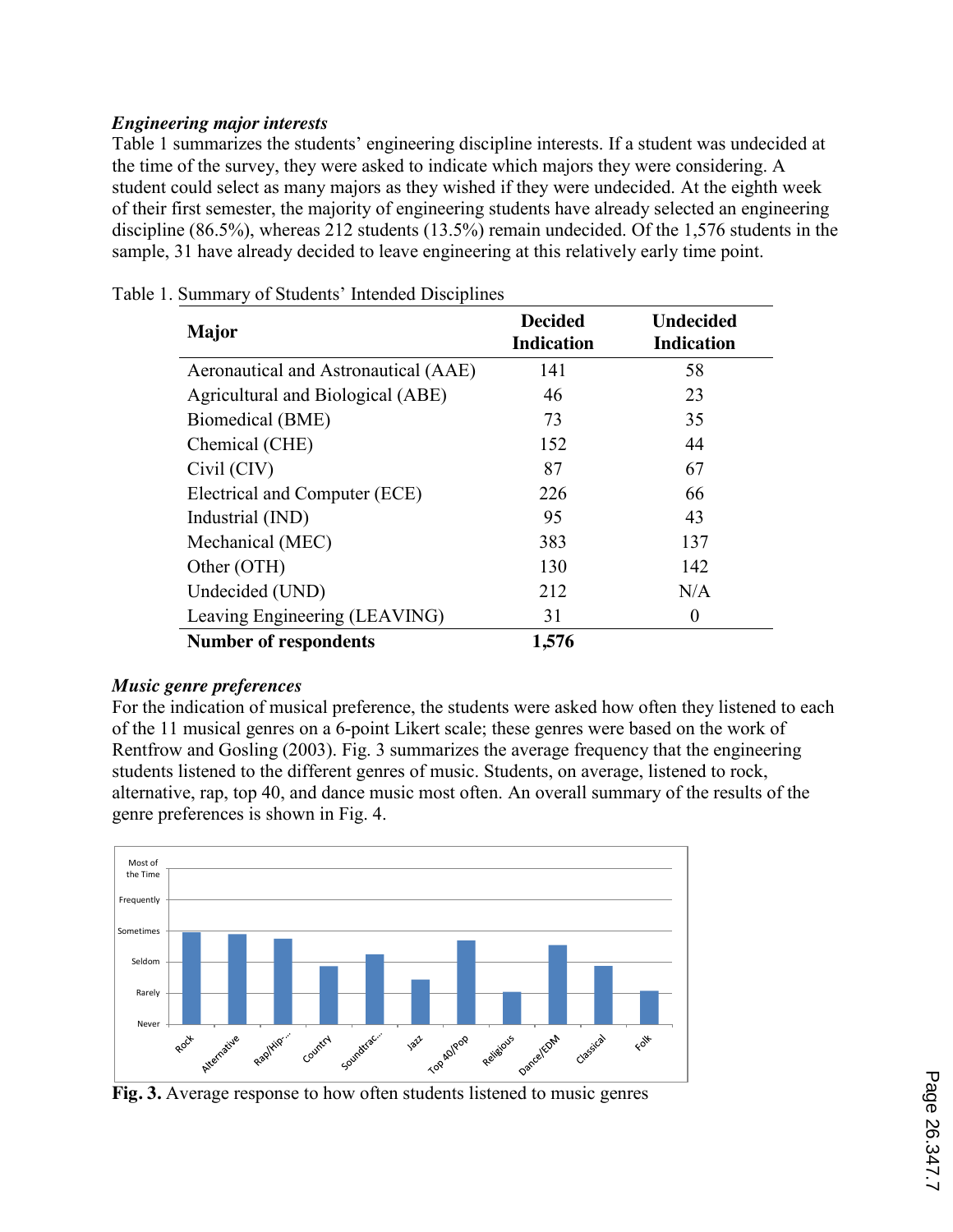***Engineering major interests***

Table 1 summarizes the students' engineering discipline interests. If a student was undecided at the time of the survey, they were asked to indicate which majors they were considering. A student could select as many majors as they wished if they were undecided. At the eighth week of their first semester, the majority of engineering students have already selected an engineering discipline (86.5%), whereas 212 students (13.5%) remain undecided. Of the 1,576 students in the sample, 31 have already decided to leave engineering at this relatively early time point.

Table 1. Summary of Students' Intended Disciplines

| Major | Decided Indication | Undecided Indication |
|---|---|---|
| Aeronautical and Astronautical (AAE) | 141 | 58 |
| Agricultural and Biological (ABE) | 46 | 23 |
| Biomedical (BME) | 73 | 35 |
| Chemical (CHE) | 152 | 44 |
| Civil (CIV) | 87 | 67 |
| Electrical and Computer (ECE) | 226 | 66 |
| Industrial (IND) | 95 | 43 |
| Mechanical (MEC) | 383 | 137 |
| Other (OTH) | 130 | 142 |
| Undecided (UND) | 212 | N/A |
| Leaving Engineering (LEAVING) | 31 | 0 |
| **Number of respondents** | **1,576** | |

***Music genre preferences***

For the indication of musical preference, the students were asked how often they listened to each of the 11 musical genres on a 6-point Likert scale; these genres were based on the work of Rentfrow and Gosling (2003). Fig. 3 summarizes the average frequency that the engineering students listened to the different genres of music. Students, on average, listened to rock, alternative, rap, top 40, and dance music most often. An overall summary of the results of the genre preferences is shown in Fig. 4.

**Fig. 3.** Average response to how often students listened to music genres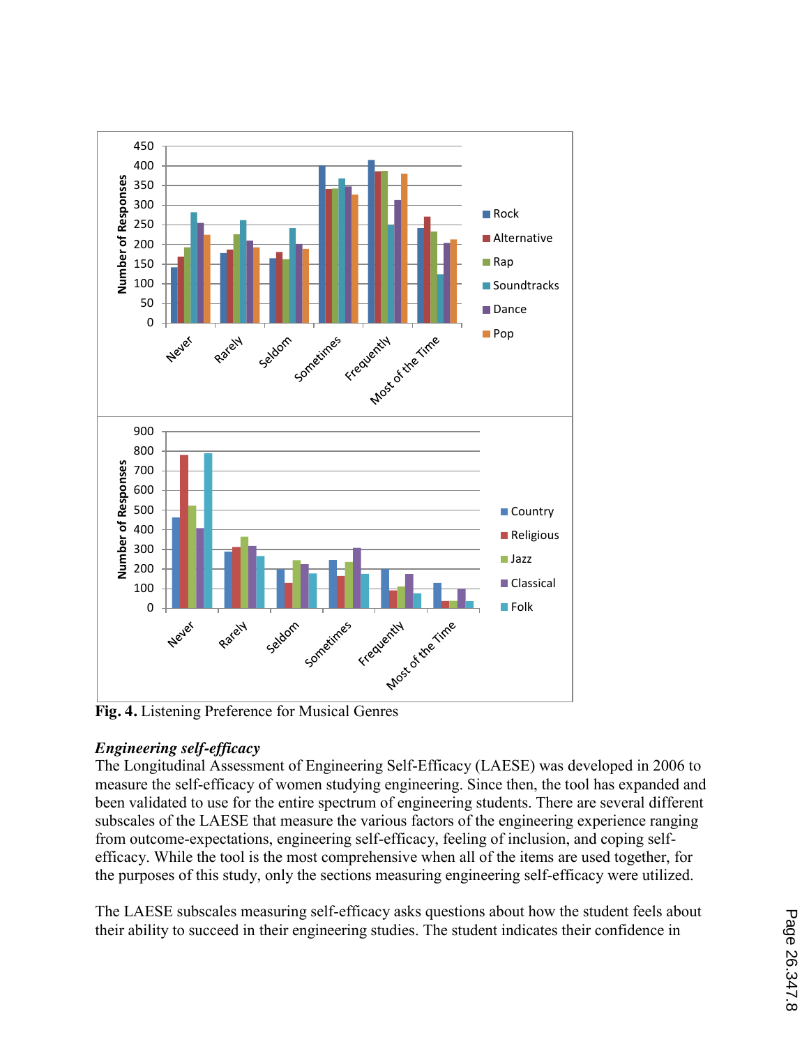Fig. 4. Listening Preference for Musical Genres

### *Engineering self-efficacy*

The Longitudinal Assessment of Engineering Self-Efficacy (LAESE) was developed in 2006 to measure the self-efficacy of women studying engineering. Since then, the tool has expanded and been validated to use for the entire spectrum of engineering students. There are several different subscales of the LAESE that measure the various factors of the engineering experience ranging from outcome-expectations, engineering self-efficacy, feeling of inclusion, and coping self-efficacy. While the tool is the most comprehensive when all of the items are used together, for the purposes of this study, only the sections measuring engineering self-efficacy were utilized.

The LAESE subscales measuring self-efficacy asks questions about how the student feels about their ability to succeed in their engineering studies. The student indicates their confidence in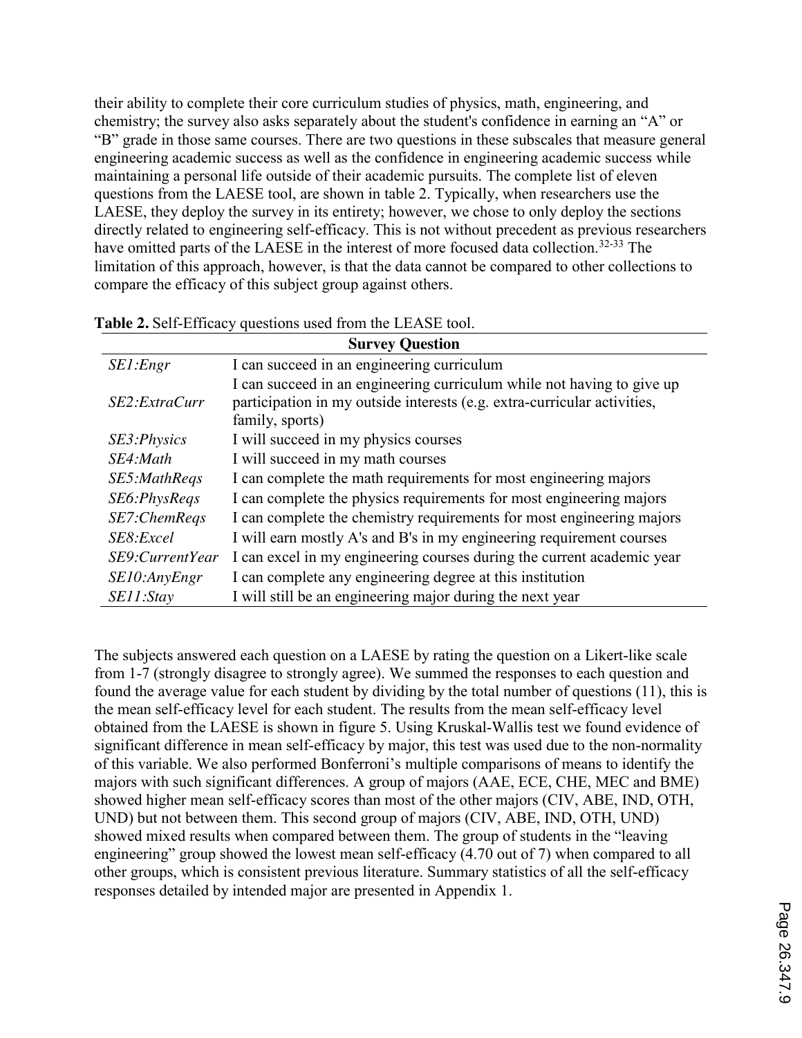their ability to complete their core curriculum studies of physics, math, engineering, and chemistry; the survey also asks separately about the student's confidence in earning an "A" or "B" grade in those same courses. There are two questions in these subscales that measure general engineering academic success as well as the confidence in engineering academic success while maintaining a personal life outside of their academic pursuits. The complete list of eleven questions from the LAESE tool, are shown in table 2. Typically, when researchers use the LAESE, they deploy the survey in its entirety; however, we chose to only deploy the sections directly related to engineering self-efficacy. This is not without precedent as previous researchers have omitted parts of the LAESE in the interest of more focused data collection.[32-33] The limitation of this approach, however, is that the data cannot be compared to other collections to compare the efficacy of this subject group against others.

**Table 2.** Self-Efficacy questions used from the LEASE tool.

| | Survey Question |
|---|---|
| *SE1:Engr* | I can succeed in an engineering curriculum |
| *SE2:ExtraCurr* | I can succeed in an engineering curriculum while not having to give up participation in my outside interests (e.g. extra-curricular activities, family, sports) |
| *SE3:Physics* | I will succeed in my physics courses |
| *SE4:Math* | I will succeed in my math courses |
| *SE5:MathReqs* | I can complete the math requirements for most engineering majors |
| *SE6:PhysReqs* | I can complete the physics requirements for most engineering majors |
| *SE7:ChemReqs* | I can complete the chemistry requirements for most engineering majors |
| *SE8:Excel* | I will earn mostly A's and B's in my engineering requirement courses |
| *SE9:CurrentYear* | I can excel in my engineering courses during the current academic year |
| *SE10:AnyEngr* | I can complete any engineering degree at this institution |
| *SE11:Stay* | I will still be an engineering major during the next year |

The subjects answered each question on a LAESE by rating the question on a Likert-like scale from 1-7 (strongly disagree to strongly agree). We summed the responses to each question and found the average value for each student by dividing by the total number of questions (11), this is the mean self-efficacy level for each student. The results from the mean self-efficacy level obtained from the LAESE is shown in figure 5. Using Kruskal-Wallis test we found evidence of significant difference in mean self-efficacy by major, this test was used due to the non-normality of this variable. We also performed Bonferroni's multiple comparisons of means to identify the majors with such significant differences. A group of majors (AAE, ECE, CHE, MEC and BME) showed higher mean self-efficacy scores than most of the other majors (CIV, ABE, IND, OTH, UND) but not between them. This second group of majors (CIV, ABE, IND, OTH, UND) showed mixed results when compared between them. The group of students in the "leaving engineering" group showed the lowest mean self-efficacy (4.70 out of 7) when compared to all other groups, which is consistent previous literature. Summary statistics of all the self-efficacy responses detailed by intended major are presented in Appendix 1.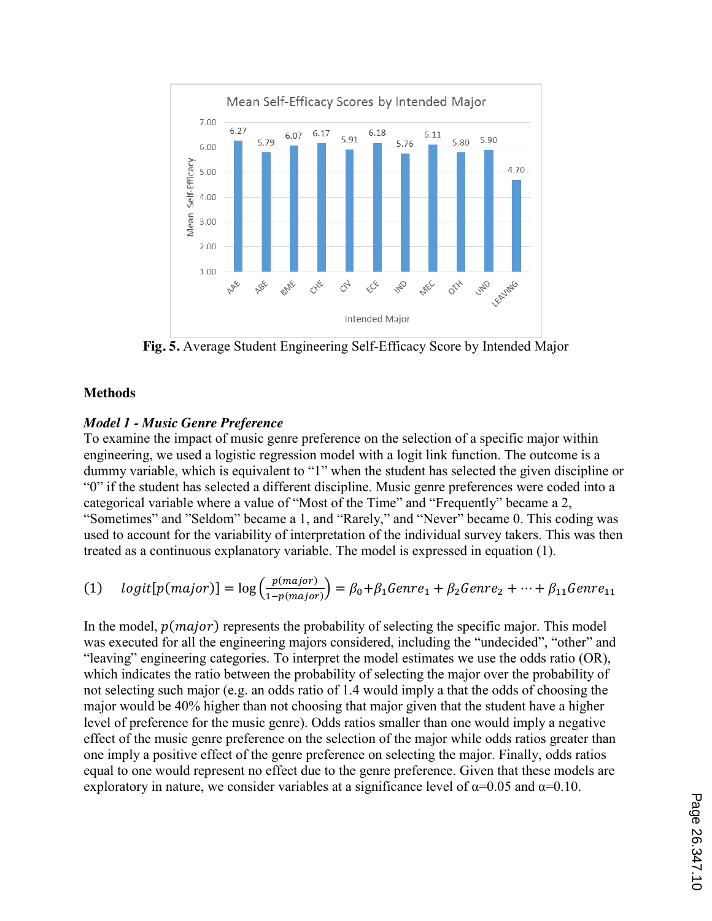Fig. 5. Average Student Engineering Self-Efficacy Score by Intended Major

## Methods

### *Model 1 - Music Genre Preference*

To examine the impact of music genre preference on the selection of a specific major within engineering, we used a logistic regression model with a logit link function. The outcome is a dummy variable, which is equivalent to "1" when the student has selected the given discipline or "0" if the student has selected a different discipline. Music genre preferences were coded into a categorical variable where a value of "Most of the Time" and "Frequently" became a 2, "Sometimes" and "Seldom" became a 1, and "Rarely," and "Never" became 0. This coding was used to account for the variability of interpretation of the individual survey takers. This was then treated as a continuous explanatory variable. The model is expressed in equation (1).

$$(1) \quad logit[p(major)] = \log\left(\frac{p(major)}{1-p(major)}\right) = \beta_0 + \beta_1 Genre_1 + \beta_2 Genre_2 + \cdots + \beta_{11} Genre_{11}$$

In the model, $p(major)$ represents the probability of selecting the specific major. This model was executed for all the engineering majors considered, including the "undecided", "other" and "leaving" engineering categories. To interpret the model estimates we use the odds ratio (OR), which indicates the ratio between the probability of selecting the major over the probability of not selecting such major (e.g. an odds ratio of 1.4 would imply a that the odds of choosing the major would be 40% higher than not choosing that major given that the student have a higher level of preference for the music genre). Odds ratios smaller than one would imply a negative effect of the music genre preference on the selection of the major while odds ratios greater than one imply a positive effect of the genre preference on selecting the major. Finally, odds ratios equal to one would represent no effect due to the genre preference. Given that these models are exploratory in nature, we consider variables at a significance level of α=0.05 and α=0.10.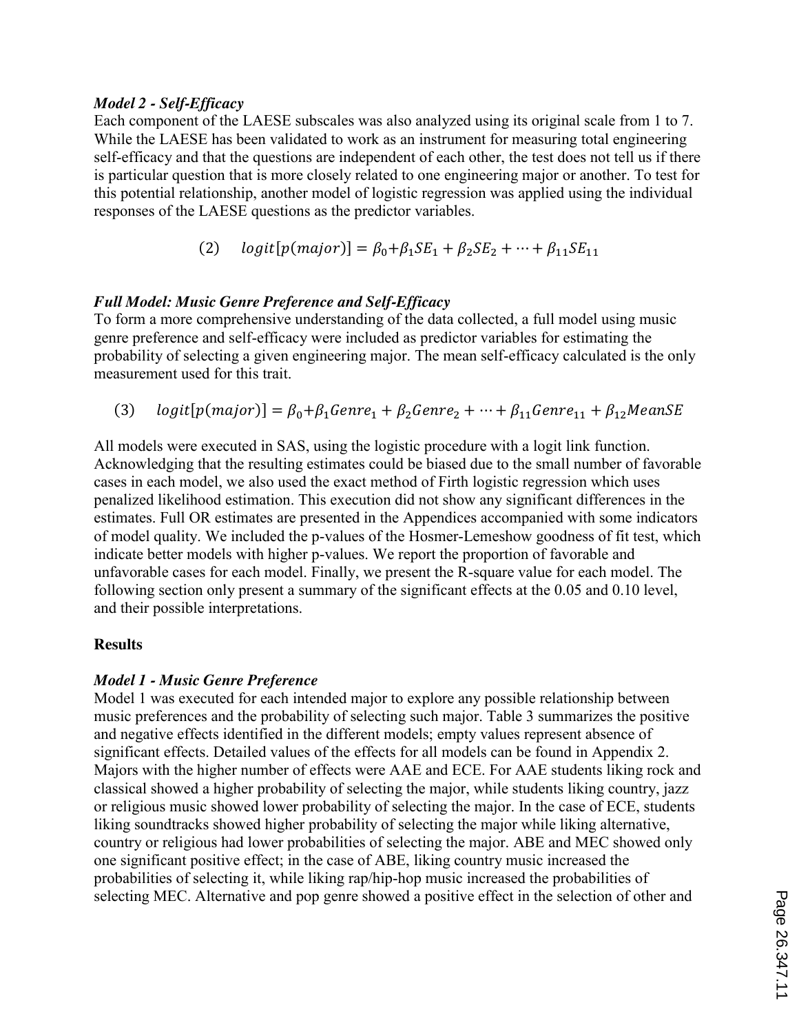### *Model 2 - Self-Efficacy*

Each component of the LAESE subscales was also analyzed using its original scale from 1 to 7. While the LAESE has been validated to work as an instrument for measuring total engineering self-efficacy and that the questions are independent of each other, the test does not tell us if there is particular question that is more closely related to one engineering major or another. To test for this potential relationship, another model of logistic regression was applied using the individual responses of the LAESE questions as the predictor variables.

$$(2) \quad logit[p(major)] = \beta_0 + \beta_1 SE_1 + \beta_2 SE_2 + \cdots + \beta_{11} SE_{11}$$

### *Full Model: Music Genre Preference and Self-Efficacy*

To form a more comprehensive understanding of the data collected, a full model using music genre preference and self-efficacy were included as predictor variables for estimating the probability of selecting a given engineering major. The mean self-efficacy calculated is the only measurement used for this trait.

$$(3) \quad logit[p(major)] = \beta_0 + \beta_1 Genre_1 + \beta_2 Genre_2 + \cdots + \beta_{11} Genre_{11} + \beta_{12} MeanSE$$

All models were executed in SAS, using the logistic procedure with a logit link function. Acknowledging that the resulting estimates could be biased due to the small number of favorable cases in each model, we also used the exact method of Firth logistic regression which uses penalized likelihood estimation. This execution did not show any significant differences in the estimates. Full OR estimates are presented in the Appendices accompanied with some indicators of model quality. We included the p-values of the Hosmer-Lemeshow goodness of fit test, which indicate better models with higher p-values. We report the proportion of favorable and unfavorable cases for each model. Finally, we present the R-square value for each model. The following section only present a summary of the significant effects at the 0.05 and 0.10 level, and their possible interpretations.

## Results

### *Model 1 - Music Genre Preference*

Model 1 was executed for each intended major to explore any possible relationship between music preferences and the probability of selecting such major. Table 3 summarizes the positive and negative effects identified in the different models; empty values represent absence of significant effects. Detailed values of the effects for all models can be found in Appendix 2. Majors with the higher number of effects were AAE and ECE. For AAE students liking rock and classical showed a higher probability of selecting the major, while students liking country, jazz or religious music showed lower probability of selecting the major. In the case of ECE, students liking soundtracks showed higher probability of selecting the major while liking alternative, country or religious had lower probabilities of selecting the major. ABE and MEC showed only one significant positive effect; in the case of ABE, liking country music increased the probabilities of selecting it, while liking rap/hip-hop music increased the probabilities of selecting MEC. Alternative and pop genre showed a positive effect in the selection of other and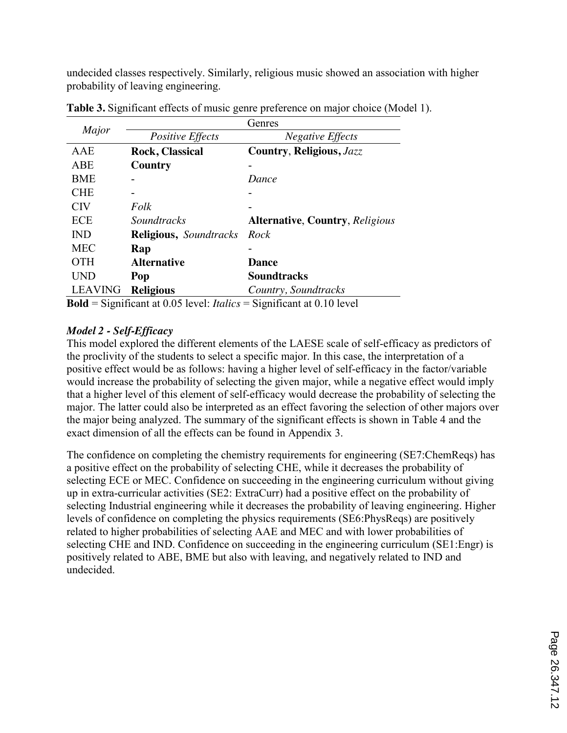undecided classes respectively. Similarly, religious music showed an association with higher probability of leaving engineering.

**Table 3.** Significant effects of music genre preference on major choice (Model 1).

| *Major* | Genres | |
|---|---|---|
| | *Positive Effects* | *Negative Effects* |
| AAE | **Rock, Classical** | **Country**, **Religious,** *Jazz* |
| ABE | **Country** | - |
| BME | - | *Dance* |
| CHE | - | - |
| CIV | *Folk* | - |
| ECE | *Soundtracks* | **Alternative**, **Country**, *Religious* |
| IND | **Religious,** *Soundtracks* | *Rock* |
| MEC | **Rap** | - |
| OTH | **Alternative** | **Dance** |
| UND | **Pop** | **Soundtracks** |
| LEAVING | **Religious** | *Country, Soundtracks* |

**Bold** = Significant at 0.05 level: *Italics* = Significant at 0.10 level

### *Model 2 - Self-Efficacy*

This model explored the different elements of the LAESE scale of self-efficacy as predictors of the proclivity of the students to select a specific major. In this case, the interpretation of a positive effect would be as follows: having a higher level of self-efficacy in the factor/variable would increase the probability of selecting the given major, while a negative effect would imply that a higher level of this element of self-efficacy would decrease the probability of selecting the major. The latter could also be interpreted as an effect favoring the selection of other majors over the major being analyzed. The summary of the significant effects is shown in Table 4 and the exact dimension of all the effects can be found in Appendix 3.

The confidence on completing the chemistry requirements for engineering (SE7:ChemReqs) has a positive effect on the probability of selecting CHE, while it decreases the probability of selecting ECE or MEC. Confidence on succeeding in the engineering curriculum without giving up in extra-curricular activities (SE2: ExtraCurr) had a positive effect on the probability of selecting Industrial engineering while it decreases the probability of leaving engineering. Higher levels of confidence on completing the physics requirements (SE6:PhysReqs) are positively related to higher probabilities of selecting AAE and MEC and with lower probabilities of selecting CHE and IND. Confidence on succeeding in the engineering curriculum (SE1:Engr) is positively related to ABE, BME but also with leaving, and negatively related to IND and undecided.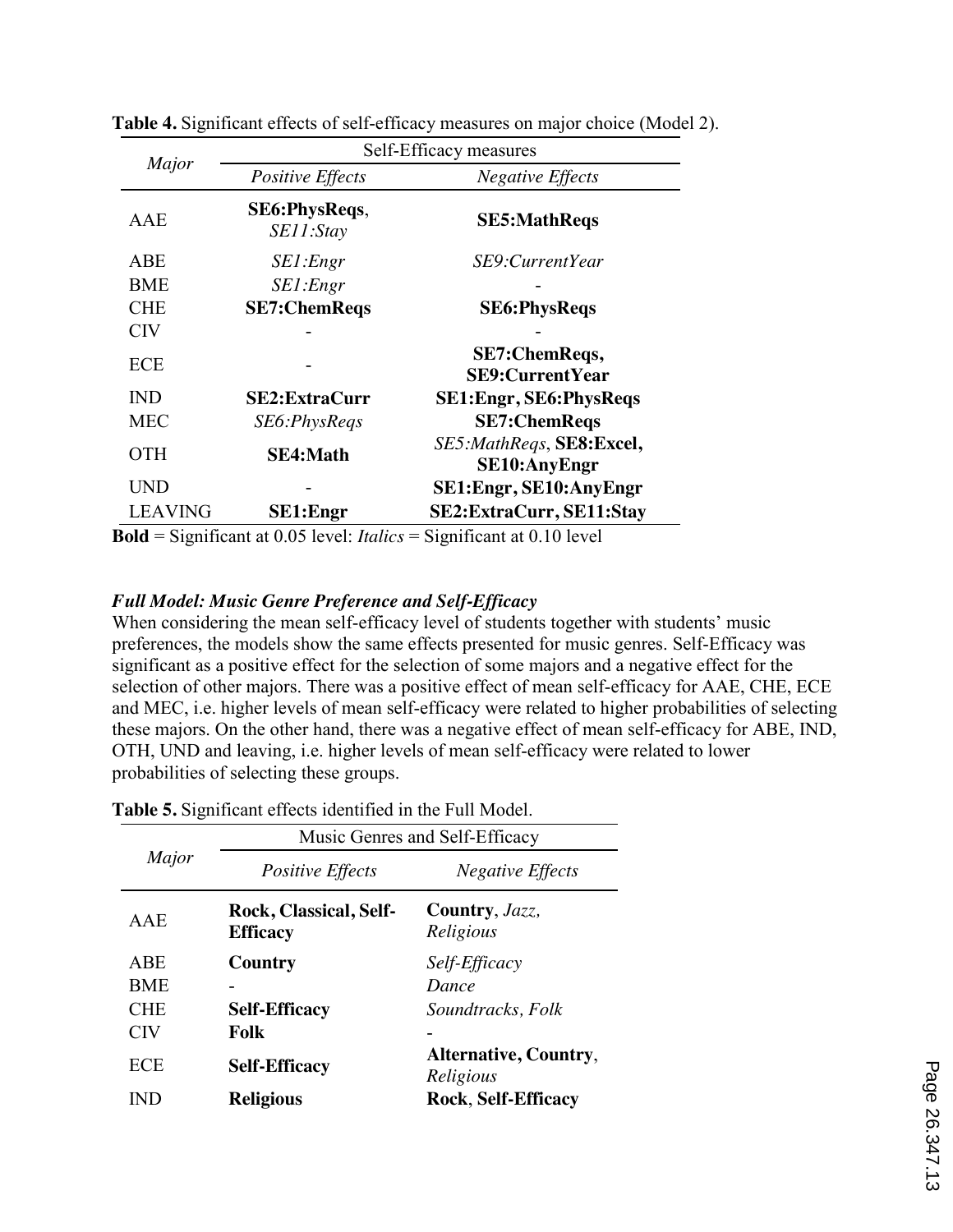**Table 4.** Significant effects of self-efficacy measures on major choice (Model 2).

| *Major* | Self-Efficacy measures | |
|---|---|---|
| | *Positive Effects* | *Negative Effects* |
| AAE | **SE6:PhysReqs**, *SE11:Stay* | **SE5:MathReqs** |
| ABE | *SE1:Engr* | *SE9:CurrentYear* |
| BME | *SE1:Engr* | - |
| CHE | **SE7:ChemReqs** | **SE6:PhysReqs** |
| CIV | - | - |
| ECE | - | **SE7:ChemReqs, SE9:CurrentYear** |
| IND | **SE2:ExtraCurr** | **SE1:Engr, SE6:PhysReqs** |
| MEC | *SE6:PhysReqs* | **SE7:ChemReqs** |
| OTH | **SE4:Math** | *SE5:MathReqs*, **SE8:Excel, SE10:AnyEngr** |
| UND | - | **SE1:Engr, SE10:AnyEngr** |
| LEAVING | **SE1:Engr** | **SE2:ExtraCurr, SE11:Stay** |

**Bold** = Significant at 0.05 level: *Italics* = Significant at 0.10 level

### *Full Model: Music Genre Preference and Self-Efficacy*

When considering the mean self-efficacy level of students together with students' music preferences, the models show the same effects presented for music genres. Self-Efficacy was significant as a positive effect for the selection of some majors and a negative effect for the selection of other majors. There was a positive effect of mean self-efficacy for AAE, CHE, ECE and MEC, i.e. higher levels of mean self-efficacy were related to higher probabilities of selecting these majors. On the other hand, there was a negative effect of mean self-efficacy for ABE, IND, OTH, UND and leaving, i.e. higher levels of mean self-efficacy were related to lower probabilities of selecting these groups.

**Table 5.** Significant effects identified in the Full Model.

| *Major* | Music Genres and Self-Efficacy | |
|---|---|---|
| | *Positive Effects* | *Negative Effects* |
| AAE | **Rock, Classical, Self-Efficacy** | **Country**, *Jazz, Religious* |
| ABE | **Country** | *Self-Efficacy* |
| BME | - | *Dance* |
| CHE | **Self-Efficacy** | *Soundtracks, Folk* |
| CIV | **Folk** | - |
| ECE | **Self-Efficacy** | **Alternative, Country**, *Religious* |
| IND | **Religious** | **Rock**, **Self-Efficacy** |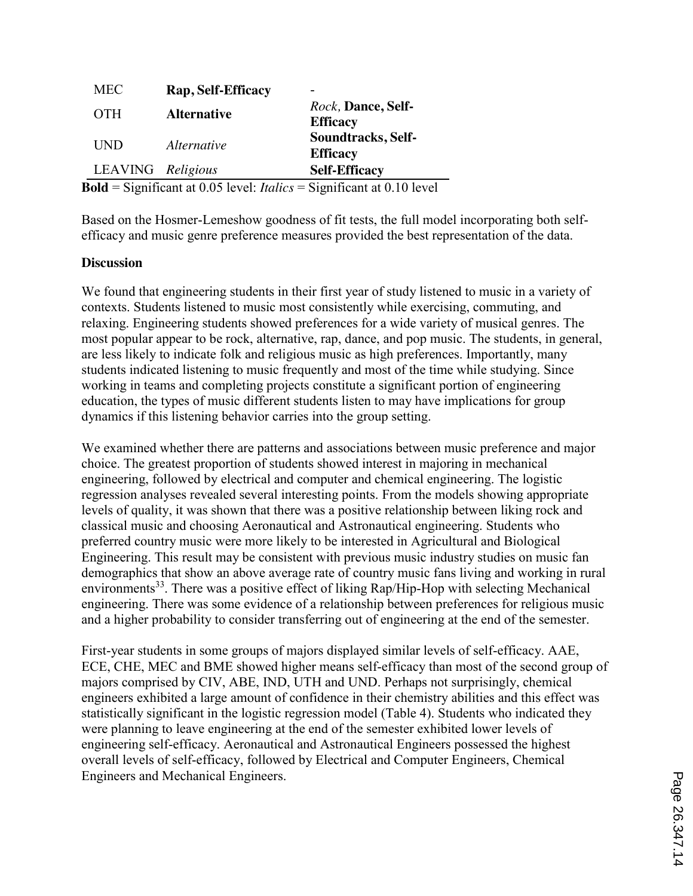| | | |
|---|---|---|
| MEC | **Rap, Self-Efficacy** | - |
| OTH | **Alternative** | *Rock,* **Dance, Self-Efficacy** |
| UND | *Alternative* | **Soundtracks, Self-Efficacy** |
| LEAVING | *Religious* | **Self-Efficacy** |

**Bold** = Significant at 0.05 level: *Italics* = Significant at 0.10 level

Based on the Hosmer-Lemeshow goodness of fit tests, the full model incorporating both self-efficacy and music genre preference measures provided the best representation of the data.

**Discussion**

We found that engineering students in their first year of study listened to music in a variety of contexts. Students listened to music most consistently while exercising, commuting, and relaxing. Engineering students showed preferences for a wide variety of musical genres. The most popular appear to be rock, alternative, rap, dance, and pop music. The students, in general, are less likely to indicate folk and religious music as high preferences. Importantly, many students indicated listening to music frequently and most of the time while studying. Since working in teams and completing projects constitute a significant portion of engineering education, the types of music different students listen to may have implications for group dynamics if this listening behavior carries into the group setting.

We examined whether there are patterns and associations between music preference and major choice. The greatest proportion of students showed interest in majoring in mechanical engineering, followed by electrical and computer and chemical engineering. The logistic regression analyses revealed several interesting points. From the models showing appropriate levels of quality, it was shown that there was a positive relationship between liking rock and classical music and choosing Aeronautical and Astronautical engineering. Students who preferred country music were more likely to be interested in Agricultural and Biological Engineering. This result may be consistent with previous music industry studies on music fan demographics that show an above average rate of country music fans living and working in rural environments[33]. There was a positive effect of liking Rap/Hip-Hop with selecting Mechanical engineering. There was some evidence of a relationship between preferences for religious music and a higher probability to consider transferring out of engineering at the end of the semester.

First-year students in some groups of majors displayed similar levels of self-efficacy. AAE, ECE, CHE, MEC and BME showed higher means self-efficacy than most of the second group of majors comprised by CIV, ABE, IND, UTH and UND. Perhaps not surprisingly, chemical engineers exhibited a large amount of confidence in their chemistry abilities and this effect was statistically significant in the logistic regression model (Table 4). Students who indicated they were planning to leave engineering at the end of the semester exhibited lower levels of engineering self-efficacy. Aeronautical and Astronautical Engineers possessed the highest overall levels of self-efficacy, followed by Electrical and Computer Engineers, Chemical Engineers and Mechanical Engineers.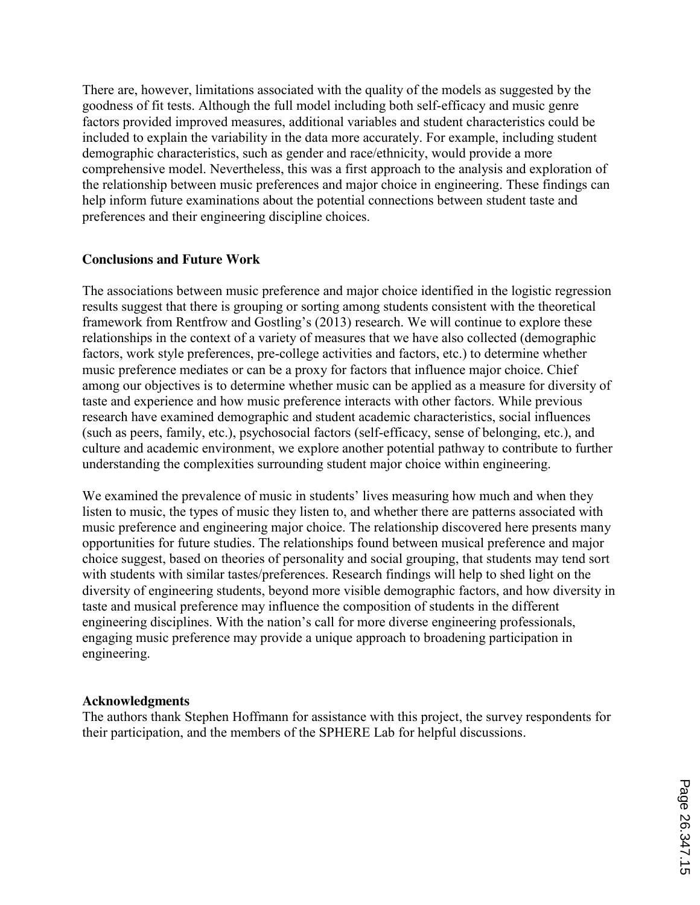There are, however, limitations associated with the quality of the models as suggested by the goodness of fit tests. Although the full model including both self-efficacy and music genre factors provided improved measures, additional variables and student characteristics could be included to explain the variability in the data more accurately. For example, including student demographic characteristics, such as gender and race/ethnicity, would provide a more comprehensive model. Nevertheless, this was a first approach to the analysis and exploration of the relationship between music preferences and major choice in engineering. These findings can help inform future examinations about the potential connections between student taste and preferences and their engineering discipline choices.

**Conclusions and Future Work**

The associations between music preference and major choice identified in the logistic regression results suggest that there is grouping or sorting among students consistent with the theoretical framework from Rentfrow and Gostling's (2013) research. We will continue to explore these relationships in the context of a variety of measures that we have also collected (demographic factors, work style preferences, pre-college activities and factors, etc.) to determine whether music preference mediates or can be a proxy for factors that influence major choice. Chief among our objectives is to determine whether music can be applied as a measure for diversity of taste and experience and how music preference interacts with other factors. While previous research have examined demographic and student academic characteristics, social influences (such as peers, family, etc.), psychosocial factors (self-efficacy, sense of belonging, etc.), and culture and academic environment, we explore another potential pathway to contribute to further understanding the complexities surrounding student major choice within engineering.

We examined the prevalence of music in students' lives measuring how much and when they listen to music, the types of music they listen to, and whether there are patterns associated with music preference and engineering major choice. The relationship discovered here presents many opportunities for future studies. The relationships found between musical preference and major choice suggest, based on theories of personality and social grouping, that students may tend sort with students with similar tastes/preferences. Research findings will help to shed light on the diversity of engineering students, beyond more visible demographic factors, and how diversity in taste and musical preference may influence the composition of students in the different engineering disciplines. With the nation's call for more diverse engineering professionals, engaging music preference may provide a unique approach to broadening participation in engineering.

**Acknowledgments**

The authors thank Stephen Hoffmann for assistance with this project, the survey respondents for their participation, and the members of the SPHERE Lab for helpful discussions.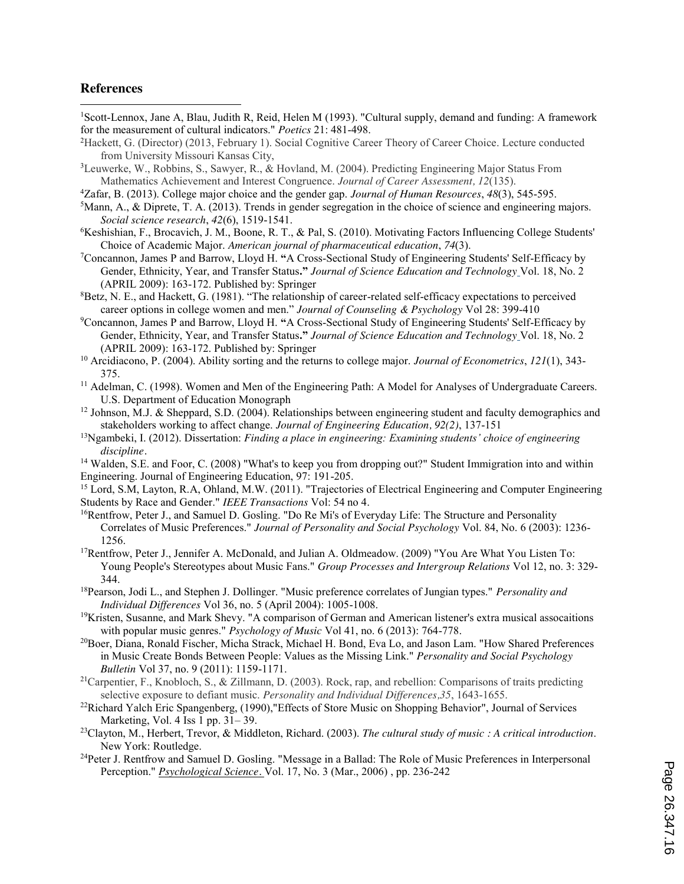## References

[1]Scott-Lennox, Jane A, Blau, Judith R, Reid, Helen M (1993). "Cultural supply, demand and funding: A framework for the measurement of cultural indicators." *Poetics* 21: 481-498.

[2]Hackett, G. (Director) (2013, February 1). Social Cognitive Career Theory of Career Choice. Lecture conducted from University Missouri Kansas City,

[3]Leuwerke, W., Robbins, S., Sawyer, R., & Hovland, M. (2004). Predicting Engineering Major Status From Mathematics Achievement and Interest Congruence. *Journal of Career Assessment, 12*(135).

[4]Zafar, B. (2013). College major choice and the gender gap. *Journal of Human Resources*, *48*(3), 545-595.

[5]Mann, A., & Diprete, T. A. (2013). Trends in gender segregation in the choice of science and engineering majors. *Social science research*, *42*(6), 1519-1541.

[6]Keshishian, F., Brocavich, J. M., Boone, R. T., & Pal, S. (2010). Motivating Factors Influencing College Students' Choice of Academic Major. *American journal of pharmaceutical education*, *74*(3).

[7]Concannon, James P and Barrow, Lloyd H. **"**A Cross-Sectional Study of Engineering Students' Self-Efficacy by Gender, Ethnicity, Year, and Transfer Status**."** *Journal of Science Education and Technology* Vol. 18, No. 2 (APRIL 2009): 163-172. Published by: Springer

[8]Betz, N. E., and Hackett, G. (1981). "The relationship of career-related self-efficacy expectations to perceived career options in college women and men." *Journal of Counseling & Psychology* Vol 28: 399-410

[9]Concannon, James P and Barrow, Lloyd H. **"**A Cross-Sectional Study of Engineering Students' Self-Efficacy by Gender, Ethnicity, Year, and Transfer Status**."** *Journal of Science Education and Technology* Vol. 18, No. 2 (APRIL 2009): 163-172. Published by: Springer

[10] Arcidiacono, P. (2004). Ability sorting and the returns to college major. *Journal of Econometrics*, *121*(1), 343-375.

[11] Adelman, C. (1998). Women and Men of the Engineering Path: A Model for Analyses of Undergraduate Careers. U.S. Department of Education Monograph

[12] Johnson, M.J. & Sheppard, S.D. (2004). Relationships between engineering student and faculty demographics and stakeholders working to affect change. *Journal of Engineering Education, 92(2)*, 137-151

[13]Ngambeki, I. (2012). Dissertation: *Finding a place in engineering: Examining students' choice of engineering discipline*.

[14] Walden, S.E. and Foor, C. (2008) "What's to keep you from dropping out?" Student Immigration into and within Engineering. Journal of Engineering Education, 97: 191-205.

[15] Lord, S.M, Layton, R.A, Ohland, M.W. (2011). "Trajectories of Electrical Engineering and Computer Engineering Students by Race and Gender." *IEEE Transactions* Vol: 54 no 4.

[16]Rentfrow, Peter J., and Samuel D. Gosling. "Do Re Mi's of Everyday Life: The Structure and Personality Correlates of Music Preferences." *Journal of Personality and Social Psychology* Vol. 84, No. 6 (2003): 1236-1256.

[17]Rentfrow, Peter J., Jennifer A. McDonald, and Julian A. Oldmeadow. (2009) "You Are What You Listen To: Young People's Stereotypes about Music Fans." *Group Processes and Intergroup Relations* Vol 12, no. 3: 329-344.

[18]Pearson, Jodi L., and Stephen J. Dollinger. "Music preference correlates of Jungian types." *Personality and Individual Differences* Vol 36, no. 5 (April 2004): 1005-1008.

[19]Kristen, Susanne, and Mark Shevy. "A comparison of German and American listener's extra musical assocaitions with popular music genres." *Psychology of Music* Vol 41, no. 6 (2013): 764-778.

[20]Boer, Diana, Ronald Fischer, Micha Strack, Michael H. Bond, Eva Lo, and Jason Lam. "How Shared Preferences in Music Create Bonds Between People: Values as the Missing Link." *Personality and Social Psychology Bulletin* Vol 37, no. 9 (2011): 1159-1171.

[21]Carpentier, F., Knobloch, S., & Zillmann, D. (2003). Rock, rap, and rebellion: Comparisons of traits predicting selective exposure to defiant music. *Personality and Individual Differences,35*, 1643-1655.

[22]Richard Yalch Eric Spangenberg, (1990),"Effects of Store Music on Shopping Behavior", Journal of Services Marketing, Vol. 4 Iss 1 pp. 31– 39.

[23]Clayton, M., Herbert, Trevor, & Middleton, Richard. (2003). *The cultural study of music : A critical introduction*. New York: Routledge.

[24]Peter J. Rentfrow and Samuel D. Gosling. "Message in a Ballad: The Role of Music Preferences in Interpersonal Perception." *Psychological Science*. Vol. 17, No. 3 (Mar., 2006) , pp. 236-242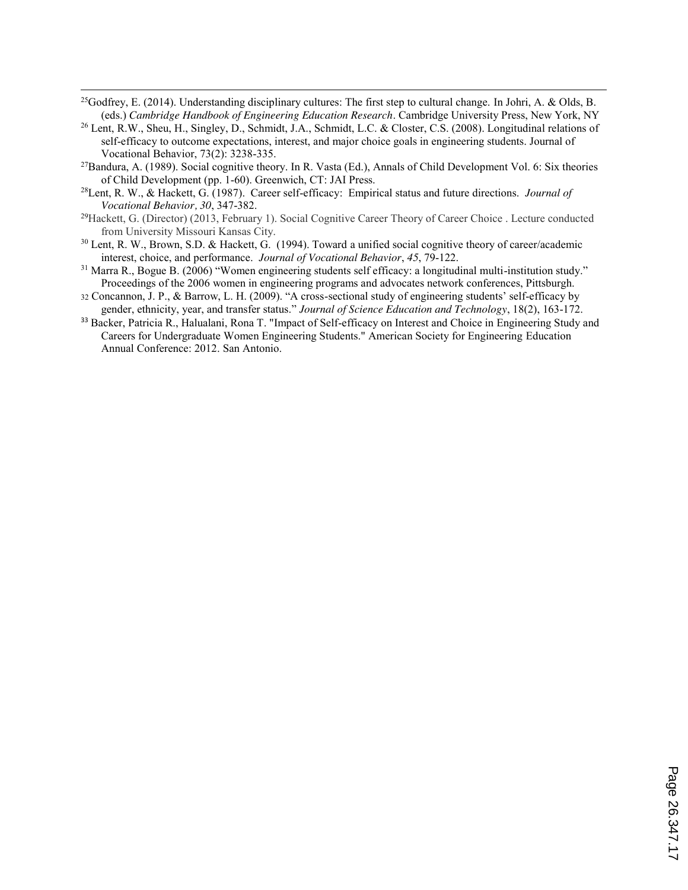[25]Godfrey, E. (2014). Understanding disciplinary cultures: The first step to cultural change. In Johri, A. & Olds, B. (eds.) *Cambridge Handbook of Engineering Education Research*. Cambridge University Press, New York, NY

[26] Lent, R.W., Sheu, H., Singley, D., Schmidt, J.A., Schmidt, L.C. & Closter, C.S. (2008). Longitudinal relations of self-efficacy to outcome expectations, interest, and major choice goals in engineering students. Journal of Vocational Behavior, 73(2): 3238-335.

[27]Bandura, A. (1989). Social cognitive theory. In R. Vasta (Ed.), Annals of Child Development Vol. 6: Six theories of Child Development (pp. 1-60). Greenwich, CT: JAI Press.

[28]Lent, R. W., & Hackett, G. (1987). Career self-efficacy: Empirical status and future directions. *Journal of Vocational Behavior, 30*, 347-382.

[29]Hackett, G. (Director) (2013, February 1). Social Cognitive Career Theory of Career Choice . Lecture conducted from University Missouri Kansas City.

[30] Lent, R. W., Brown, S.D. & Hackett, G. (1994). Toward a unified social cognitive theory of career/academic interest, choice, and performance. *Journal of Vocational Behavior*, *45*, 79-122.

[31] Marra R., Bogue B. (2006) "Women engineering students self efficacy: a longitudinal multi-institution study." Proceedings of the 2006 women in engineering programs and advocates network conferences, Pittsburgh.

[32] Concannon, J. P., & Barrow, L. H. (2009). "A cross-sectional study of engineering students' self-efficacy by gender, ethnicity, year, and transfer status." *Journal of Science Education and Technology*, 18(2), 163-172.

[33] Backer, Patricia R., Halualani, Rona T. "Impact of Self-efficacy on Interest and Choice in Engineering Study and Careers for Undergraduate Women Engineering Students." American Society for Engineering Education Annual Conference: 2012. San Antonio.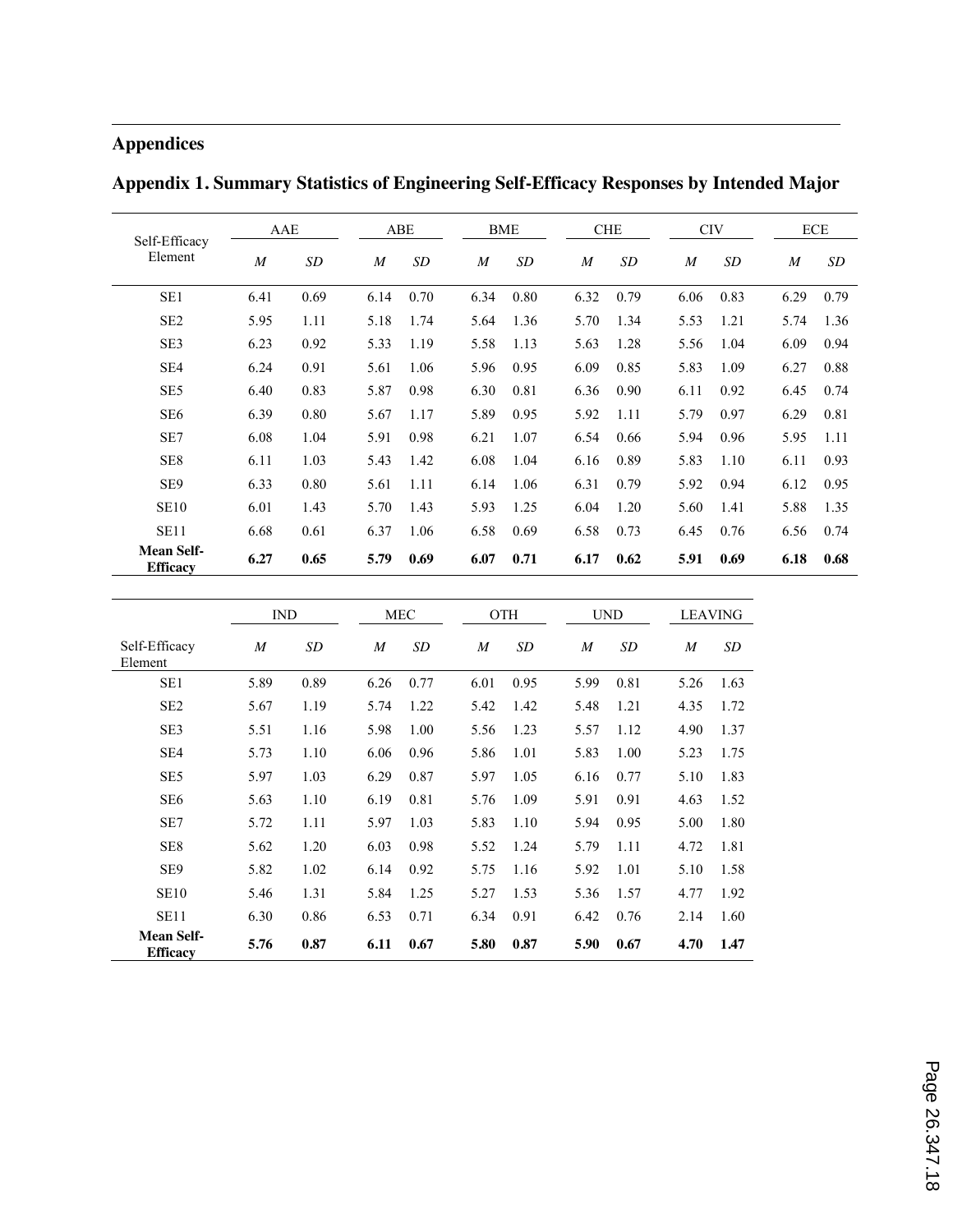## Appendices

### Appendix 1. Summary Statistics of Engineering Self-Efficacy Responses by Intended Major

| Self-Efficacy Element | AAE | | ABE | | BME | | CHE | | CIV | | ECE | |
|---|---|---|---|---|---|---|---|---|---|---|---|---|
| | *M* | *SD* | *M* | *SD* | *M* | *SD* | *M* | *SD* | *M* | *SD* | *M* | *SD* |
| SE1 | 6.41 | 0.69 | 6.14 | 0.70 | 6.34 | 0.80 | 6.32 | 0.79 | 6.06 | 0.83 | 6.29 | 0.79 |
| SE2 | 5.95 | 1.11 | 5.18 | 1.74 | 5.64 | 1.36 | 5.70 | 1.34 | 5.53 | 1.21 | 5.74 | 1.36 |
| SE3 | 6.23 | 0.92 | 5.33 | 1.19 | 5.58 | 1.13 | 5.63 | 1.28 | 5.56 | 1.04 | 6.09 | 0.94 |
| SE4 | 6.24 | 0.91 | 5.61 | 1.06 | 5.96 | 0.95 | 6.09 | 0.85 | 5.83 | 1.09 | 6.27 | 0.88 |
| SE5 | 6.40 | 0.83 | 5.87 | 0.98 | 6.30 | 0.81 | 6.36 | 0.90 | 6.11 | 0.92 | 6.45 | 0.74 |
| SE6 | 6.39 | 0.80 | 5.67 | 1.17 | 5.89 | 0.95 | 5.92 | 1.11 | 5.79 | 0.97 | 6.29 | 0.81 |
| SE7 | 6.08 | 1.04 | 5.91 | 0.98 | 6.21 | 1.07 | 6.54 | 0.66 | 5.94 | 0.96 | 5.95 | 1.11 |
| SE8 | 6.11 | 1.03 | 5.43 | 1.42 | 6.08 | 1.04 | 6.16 | 0.89 | 5.83 | 1.10 | 6.11 | 0.93 |
| SE9 | 6.33 | 0.80 | 5.61 | 1.11 | 6.14 | 1.06 | 6.31 | 0.79 | 5.92 | 0.94 | 6.12 | 0.95 |
| SE10 | 6.01 | 1.43 | 5.70 | 1.43 | 5.93 | 1.25 | 6.04 | 1.20 | 5.60 | 1.41 | 5.88 | 1.35 |
| SE11 | 6.68 | 0.61 | 6.37 | 1.06 | 6.58 | 0.69 | 6.58 | 0.73 | 6.45 | 0.76 | 6.56 | 0.74 |
| **Mean Self-Efficacy** | **6.27** | **0.65** | **5.79** | **0.69** | **6.07** | **0.71** | **6.17** | **0.62** | **5.91** | **0.69** | **6.18** | **0.68** |

| Self-Efficacy Element | IND | | MEC | | OTH | | UND | | LEAVING | |
|---|---|---|---|---|---|---|---|---|---|---|
| | *M* | *SD* | *M* | *SD* | *M* | *SD* | *M* | *SD* | *M* | *SD* |
| SE1 | 5.89 | 0.89 | 6.26 | 0.77 | 6.01 | 0.95 | 5.99 | 0.81 | 5.26 | 1.63 |
| SE2 | 5.67 | 1.19 | 5.74 | 1.22 | 5.42 | 1.42 | 5.48 | 1.21 | 4.35 | 1.72 |
| SE3 | 5.51 | 1.16 | 5.98 | 1.00 | 5.56 | 1.23 | 5.57 | 1.12 | 4.90 | 1.37 |
| SE4 | 5.73 | 1.10 | 6.06 | 0.96 | 5.86 | 1.01 | 5.83 | 1.00 | 5.23 | 1.75 |
| SE5 | 5.97 | 1.03 | 6.29 | 0.87 | 5.97 | 1.05 | 6.16 | 0.77 | 5.10 | 1.83 |
| SE6 | 5.63 | 1.10 | 6.19 | 0.81 | 5.76 | 1.09 | 5.91 | 0.91 | 4.63 | 1.52 |
| SE7 | 5.72 | 1.11 | 5.97 | 1.03 | 5.83 | 1.10 | 5.94 | 0.95 | 5.00 | 1.80 |
| SE8 | 5.62 | 1.20 | 6.03 | 0.98 | 5.52 | 1.24 | 5.79 | 1.11 | 4.72 | 1.81 |
| SE9 | 5.82 | 1.02 | 6.14 | 0.92 | 5.75 | 1.16 | 5.92 | 1.01 | 5.10 | 1.58 |
| SE10 | 5.46 | 1.31 | 5.84 | 1.25 | 5.27 | 1.53 | 5.36 | 1.57 | 4.77 | 1.92 |
| SE11 | 6.30 | 0.86 | 6.53 | 0.71 | 6.34 | 0.91 | 6.42 | 0.76 | 2.14 | 1.60 |
| **Mean Self-Efficacy** | **5.76** | **0.87** | **6.11** | **0.67** | **5.80** | **0.87** | **5.90** | **0.67** | **4.70** | **1.47** |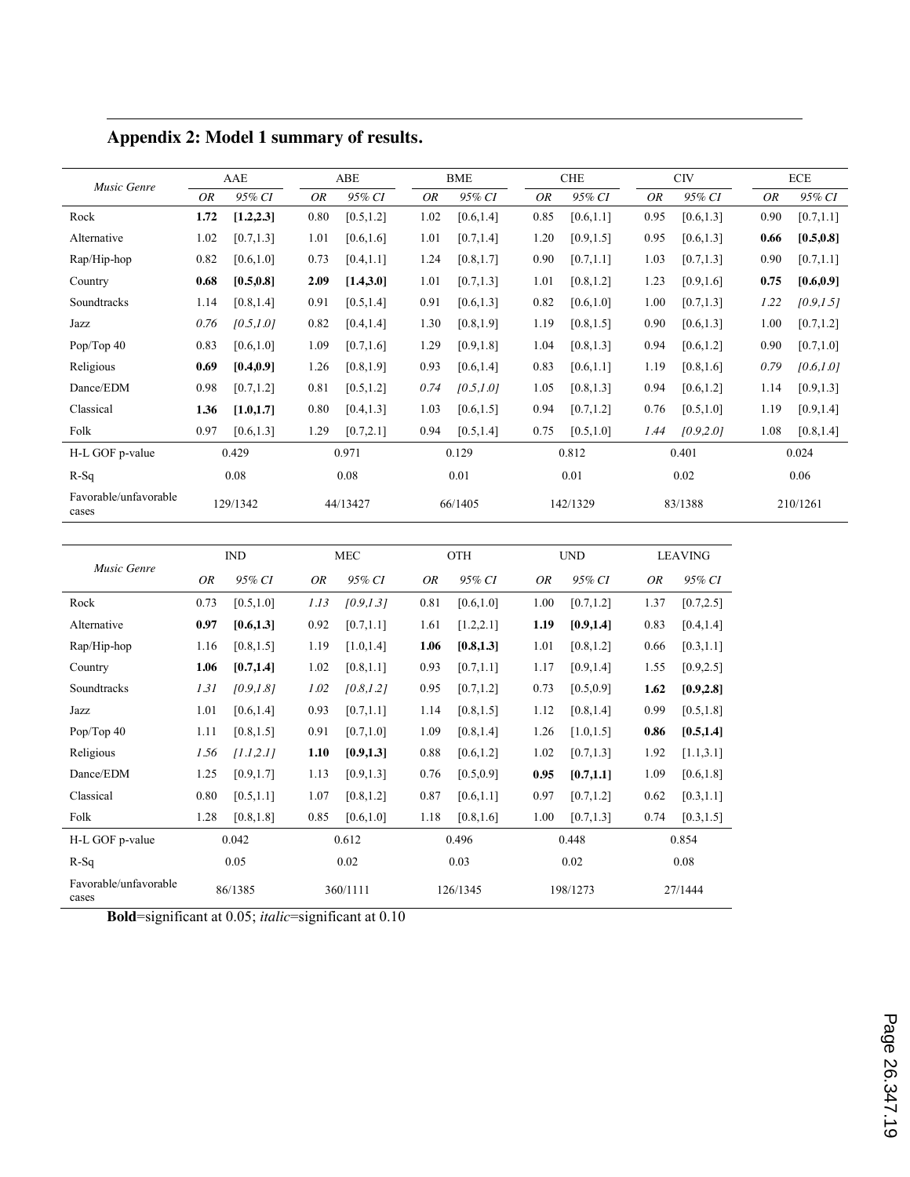## Appendix 2: Model 1 summary of results.

| *Music Genre* | AAE | | ABE | | BME | | CHE | | CIV | | ECE | |
|---|---|---|---|---|---|---|---|---|---|---|---|---|
| | *OR* | *95% CI* | *OR* | *95% CI* | *OR* | *95% CI* | *OR* | *95% CI* | *OR* | *95% CI* | *OR* | *95% CI* |
| Rock | **1.72** | **[1.2,2.3]** | 0.80 | [0.5,1.2] | 1.02 | [0.6,1.4] | 0.85 | [0.6,1.1] | 0.95 | [0.6,1.3] | 0.90 | [0.7,1.1] |
| Alternative | 1.02 | [0.7,1.3] | 1.01 | [0.6,1.6] | 1.01 | [0.7,1.4] | 1.20 | [0.9,1.5] | 0.95 | [0.6,1.3] | **0.66** | **[0.5,0.8]** |
| Rap/Hip-hop | 0.82 | [0.6,1.0] | 0.73 | [0.4,1.1] | 1.24 | [0.8,1.7] | 0.90 | [0.7,1.1] | 1.03 | [0.7,1.3] | 0.90 | [0.7,1.1] |
| Country | **0.68** | **[0.5,0.8]** | **2.09** | **[1.4,3.0]** | 1.01 | [0.7,1.3] | 1.01 | [0.8,1.2] | 1.23 | [0.9,1.6] | **0.75** | **[0.6,0.9]** |
| Soundtracks | 1.14 | [0.8,1.4] | 0.91 | [0.5,1.4] | 0.91 | [0.6,1.3] | 0.82 | [0.6,1.0] | 1.00 | [0.7,1.3] | *1.22* | *[0.9,1.5]* |
| Jazz | *0.76* | *[0.5,1.0]* | 0.82 | [0.4,1.4] | 1.30 | [0.8,1.9] | 1.19 | [0.8,1.5] | 0.90 | [0.6,1.3] | 1.00 | [0.7,1.2] |
| Pop/Top 40 | 0.83 | [0.6,1.0] | 1.09 | [0.7,1.6] | 1.29 | [0.9,1.8] | 1.04 | [0.8,1.3] | 0.94 | [0.6,1.2] | 0.90 | [0.7,1.0] |
| Religious | **0.69** | **[0.4,0.9]** | 1.26 | [0.8,1.9] | 0.93 | [0.6,1.4] | 0.83 | [0.6,1.1] | 1.19 | [0.8,1.6] | *0.79* | *[0.6,1.0]* |
| Dance/EDM | 0.98 | [0.7,1.2] | 0.81 | [0.5,1.2] | *0.74* | *[0.5,1.0]* | 1.05 | [0.8,1.3] | 0.94 | [0.6,1.2] | 1.14 | [0.9,1.3] |
| Classical | **1.36** | **[1.0,1.7]** | 0.80 | [0.4,1.3] | 1.03 | [0.6,1.5] | 0.94 | [0.7,1.2] | 0.76 | [0.5,1.0] | 1.19 | [0.9,1.4] |
| Folk | 0.97 | [0.6,1.3] | 1.29 | [0.7,2.1] | 0.94 | [0.5,1.4] | 0.75 | [0.5,1.0] | *1.44* | *[0.9,2.0]* | 1.08 | [0.8,1.4] |
| H-L GOF p-value | 0.429 | | 0.971 | | 0.129 | | 0.812 | | 0.401 | | 0.024 | |
| R-Sq | 0.08 | | 0.08 | | 0.01 | | 0.01 | | 0.02 | | 0.06 | |
| Favorable/unfavorable cases | 129/1342 | | 44/13427 | | 66/1405 | | 142/1329 | | 83/1388 | | 210/1261 | |

| *Music Genre* | IND | | MEC | | OTH | | UND | | LEAVING | |
|---|---|---|---|---|---|---|---|---|---|---|
| | *OR* | *95% CI* | *OR* | *95% CI* | *OR* | *95% CI* | *OR* | *95% CI* | *OR* | *95% CI* |
| Rock | 0.73 | [0.5,1.0] | *1.13* | *[0.9,1.3]* | 0.81 | [0.6,1.0] | 1.00 | [0.7,1.2] | 1.37 | [0.7,2.5] |
| Alternative | **0.97** | **[0.6,1.3]** | 0.92 | [0.7,1.1] | 1.61 | [1.2,2.1] | **1.19** | **[0.9,1.4]** | 0.83 | [0.4,1.4] |
| Rap/Hip-hop | 1.16 | [0.8,1.5] | 1.19 | [1.0,1.4] | **1.06** | **[0.8,1.3]** | 1.01 | [0.8,1.2] | 0.66 | [0.3,1.1] |
| Country | **1.06** | **[0.7,1.4]** | 1.02 | [0.8,1.1] | 0.93 | [0.7,1.1] | 1.17 | [0.9,1.4] | 1.55 | [0.9,2.5] |
| Soundtracks | *1.31* | *[0.9,1.8]* | *1.02* | *[0.8,1.2]* | 0.95 | [0.7,1.2] | 0.73 | [0.5,0.9] | **1.62** | **[0.9,2.8]** |
| Jazz | 1.01 | [0.6,1.4] | 0.93 | [0.7,1.1] | 1.14 | [0.8,1.5] | 1.12 | [0.8,1.4] | 0.99 | [0.5,1.8] |
| Pop/Top 40 | 1.11 | [0.8,1.5] | 0.91 | [0.7,1.0] | 1.09 | [0.8,1.4] | 1.26 | [1.0,1.5] | **0.86** | **[0.5,1.4]** |
| Religious | *1.56* | *[1.1,2.1]* | **1.10** | **[0.9,1.3]** | 0.88 | [0.6,1.2] | 1.02 | [0.7,1.3] | 1.92 | [1.1,3.1] |
| Dance/EDM | 1.25 | [0.9,1.7] | 1.13 | [0.9,1.3] | 0.76 | [0.5,0.9] | **0.95** | **[0.7,1.1]** | 1.09 | [0.6,1.8] |
| Classical | 0.80 | [0.5,1.1] | 1.07 | [0.8,1.2] | 0.87 | [0.6,1.1] | 0.97 | [0.7,1.2] | 0.62 | [0.3,1.1] |
| Folk | 1.28 | [0.8,1.8] | 0.85 | [0.6,1.0] | 1.18 | [0.8,1.6] | 1.00 | [0.7,1.3] | 0.74 | [0.3,1.5] |
| H-L GOF p-value | 0.042 | | 0.612 | | 0.496 | | 0.448 | | 0.854 | |
| R-Sq | 0.05 | | 0.02 | | 0.03 | | 0.02 | | 0.08 | |
| Favorable/unfavorable cases | 86/1385 | | 360/1111 | | 126/1345 | | 198/1273 | | 27/1444 | |

**Bold**=significant at 0.05; *italic*=significant at 0.10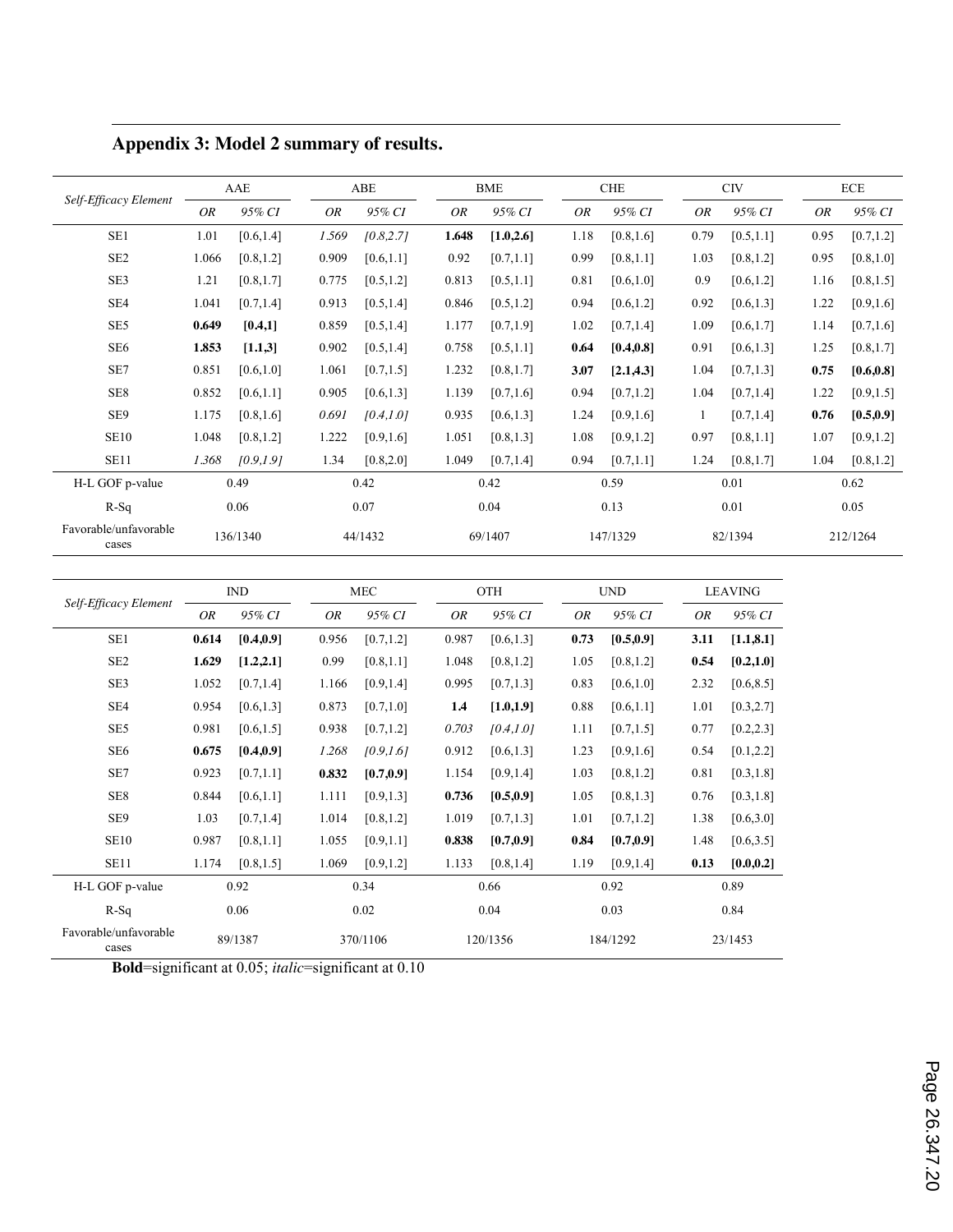## Appendix 3: Model 2 summary of results.

| Self-Efficacy Element | AAE | | ABE | | BME | | CHE | | CIV | | ECE | |
|---|---|---|---|---|---|---|---|---|---|---|---|---|
| | *OR* | *95% CI* | *OR* | *95% CI* | *OR* | *95% CI* | *OR* | *95% CI* | *OR* | *95% CI* | *OR* | *95% CI* |
| SE1 | 1.01 | [0.6,1.4] | *1.569* | *[0.8,2.7]* | **1.648** | **[1.0,2.6]** | 1.18 | [0.8,1.6] | 0.79 | [0.5,1.1] | 0.95 | [0.7,1.2] |
| SE2 | 1.066 | [0.8,1.2] | 0.909 | [0.6,1.1] | 0.92 | [0.7,1.1] | 0.99 | [0.8,1.1] | 1.03 | [0.8,1.2] | 0.95 | [0.8,1.0] |
| SE3 | 1.21 | [0.8,1.7] | 0.775 | [0.5,1.2] | 0.813 | [0.5,1.1] | 0.81 | [0.6,1.0] | 0.9 | [0.6,1.2] | 1.16 | [0.8,1.5] |
| SE4 | 1.041 | [0.7,1.4] | 0.913 | [0.5,1.4] | 0.846 | [0.5,1.2] | 0.94 | [0.6,1.2] | 0.92 | [0.6,1.3] | 1.22 | [0.9,1.6] |
| SE5 | **0.649** | **[0.4,1]** | 0.859 | [0.5,1.4] | 1.177 | [0.7,1.9] | 1.02 | [0.7,1.4] | 1.09 | [0.6,1.7] | 1.14 | [0.7,1.6] |
| SE6 | **1.853** | **[1.1,3]** | 0.902 | [0.5,1.4] | 0.758 | [0.5,1.1] | **0.64** | **[0.4,0.8]** | 0.91 | [0.6,1.3] | 1.25 | [0.8,1.7] |
| SE7 | 0.851 | [0.6,1.0] | 1.061 | [0.7,1.5] | 1.232 | [0.8,1.7] | **3.07** | **[2.1,4.3]** | 1.04 | [0.7,1.3] | **0.75** | **[0.6,0.8]** |
| SE8 | 0.852 | [0.6,1.1] | 0.905 | [0.6,1.3] | 1.139 | [0.7,1.6] | 0.94 | [0.7,1.2] | 1.04 | [0.7,1.4] | 1.22 | [0.9,1.5] |
| SE9 | 1.175 | [0.8,1.6] | *0.691* | *[0.4,1.0]* | 0.935 | [0.6,1.3] | 1.24 | [0.9,1.6] | 1 | [0.7,1.4] | **0.76** | **[0.5,0.9]** |
| SE10 | 1.048 | [0.8,1.2] | 1.222 | [0.9,1.6] | 1.051 | [0.8,1.3] | 1.08 | [0.9,1.2] | 0.97 | [0.8,1.1] | 1.07 | [0.9,1.2] |
| SE11 | *1.368* | *[0.9,1.9]* | 1.34 | [0.8,2.0] | 1.049 | [0.7,1.4] | 0.94 | [0.7,1.1] | 1.24 | [0.8,1.7] | 1.04 | [0.8,1.2] |
| H-L GOF p-value | 0.49 | | 0.42 | | 0.42 | | 0.59 | | 0.01 | | 0.62 | |
| R-Sq | 0.06 | | 0.07 | | 0.04 | | 0.13 | | 0.01 | | 0.05 | |
| Favorable/unfavorable cases | 136/1340 | | 44/1432 | | 69/1407 | | 147/1329 | | 82/1394 | | 212/1264 | |

| Self-Efficacy Element | IND | | MEC | | OTH | | UND | | LEAVING | |
|---|---|---|---|---|---|---|---|---|---|---|
| | *OR* | *95% CI* | *OR* | *95% CI* | *OR* | *95% CI* | *OR* | *95% CI* | *OR* | *95% CI* |
| SE1 | **0.614** | **[0.4,0.9]** | 0.956 | [0.7,1.2] | 0.987 | [0.6,1.3] | **0.73** | **[0.5,0.9]** | **3.11** | **[1.1,8.1]** |
| SE2 | **1.629** | **[1.2,2.1]** | 0.99 | [0.8,1.1] | 1.048 | [0.8,1.2] | 1.05 | [0.8,1.2] | **0.54** | **[0.2,1.0]** |
| SE3 | 1.052 | [0.7,1.4] | 1.166 | [0.9,1.4] | 0.995 | [0.7,1.3] | 0.83 | [0.6,1.0] | 2.32 | [0.6,8.5] |
| SE4 | 0.954 | [0.6,1.3] | 0.873 | [0.7,1.0] | **1.4** | **[1.0,1.9]** | 0.88 | [0.6,1.1] | 1.01 | [0.3,2.7] |
| SE5 | 0.981 | [0.6,1.5] | 0.938 | [0.7,1.2] | *0.703* | *[0.4,1.0]* | 1.11 | [0.7,1.5] | 0.77 | [0.2,2.3] |
| SE6 | **0.675** | **[0.4,0.9]** | *1.268* | *[0.9,1.6]* | 0.912 | [0.6,1.3] | 1.23 | [0.9,1.6] | 0.54 | [0.1,2.2] |
| SE7 | 0.923 | [0.7,1.1] | **0.832** | **[0.7,0.9]** | 1.154 | [0.9,1.4] | 1.03 | [0.8,1.2] | 0.81 | [0.3,1.8] |
| SE8 | 0.844 | [0.6,1.1] | 1.111 | [0.9,1.3] | **0.736** | **[0.5,0.9]** | 1.05 | [0.8,1.3] | 0.76 | [0.3,1.8] |
| SE9 | 1.03 | [0.7,1.4] | 1.014 | [0.8,1.2] | 1.019 | [0.7,1.3] | 1.01 | [0.7,1.2] | 1.38 | [0.6,3.0] |
| SE10 | 0.987 | [0.8,1.1] | 1.055 | [0.9,1.1] | **0.838** | **[0.7,0.9]** | **0.84** | **[0.7,0.9]** | 1.48 | [0.6,3.5] |
| SE11 | 1.174 | [0.8,1.5] | 1.069 | [0.9,1.2] | 1.133 | [0.8,1.4] | 1.19 | [0.9,1.4] | **0.13** | **[0.0,0.2]** |
| H-L GOF p-value | 0.92 | | 0.34 | | 0.66 | | 0.92 | | 0.89 | |
| R-Sq | 0.06 | | 0.02 | | 0.04 | | 0.03 | | 0.84 | |
| Favorable/unfavorable cases | 89/1387 | | 370/1106 | | 120/1356 | | 184/1292 | | 23/1453 | |

**Bold**=significant at 0.05; *italic*=significant at 0.10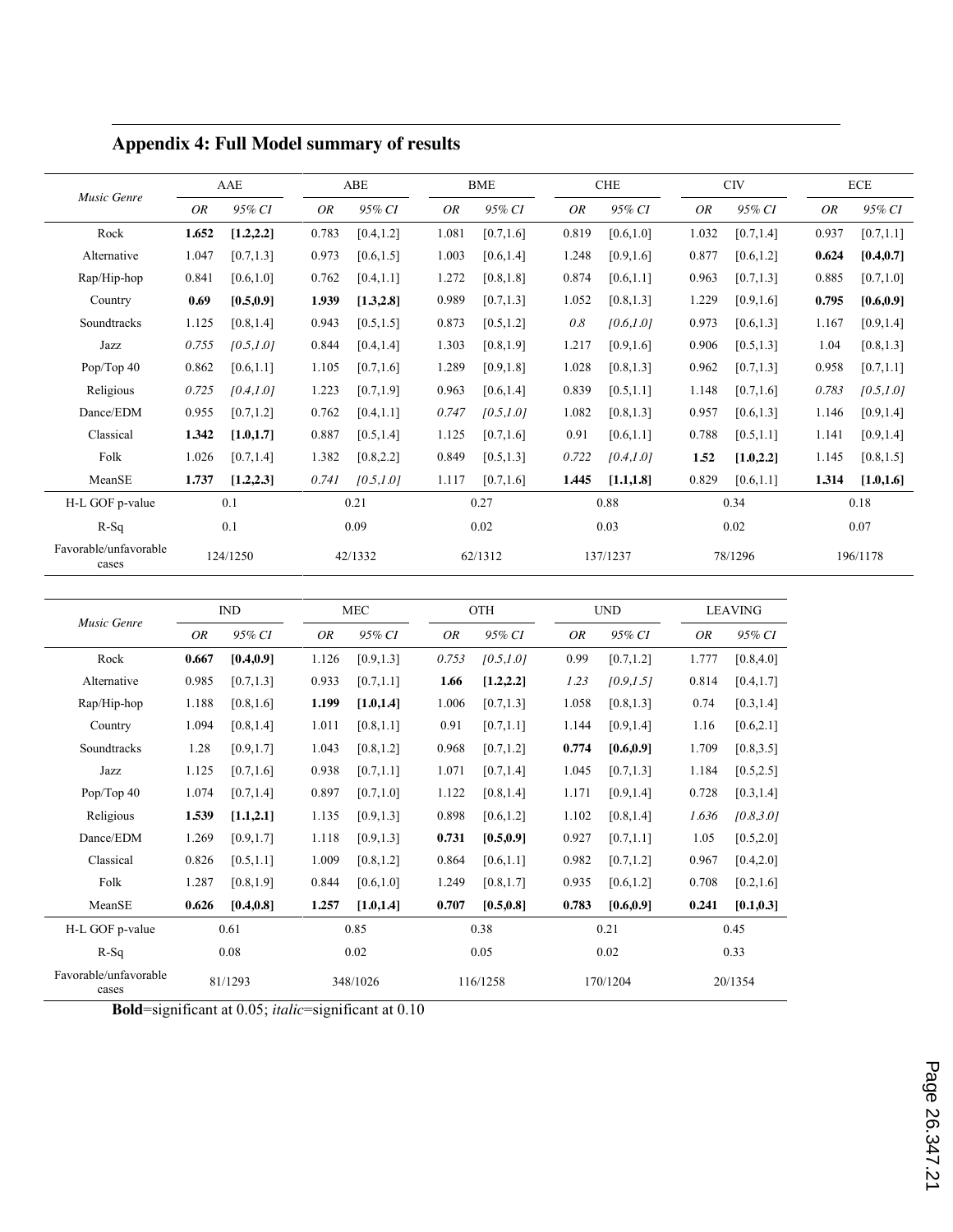## Appendix 4: Full Model summary of results

| *Music Genre* | AAE | | ABE | | BME | | CHE | | CIV | | ECE | |
|---|---|---|---|---|---|---|---|---|---|---|---|---|
| | *OR* | *95% CI* | *OR* | *95% CI* | *OR* | *95% CI* | *OR* | *95% CI* | *OR* | *95% CI* | *OR* | *95% CI* |
| Rock | **1.652** | **[1.2,2.2]** | 0.783 | [0.4,1.2] | 1.081 | [0.7,1.6] | 0.819 | [0.6,1.0] | 1.032 | [0.7,1.4] | 0.937 | [0.7,1.1] |
| Alternative | 1.047 | [0.7,1.3] | 0.973 | [0.6,1.5] | 1.003 | [0.6,1.4] | 1.248 | [0.9,1.6] | 0.877 | [0.6,1.2] | **0.624** | **[0.4,0.7]** |
| Rap/Hip-hop | 0.841 | [0.6,1.0] | 0.762 | [0.4,1.1] | 1.272 | [0.8,1.8] | 0.874 | [0.6,1.1] | 0.963 | [0.7,1.3] | 0.885 | [0.7,1.0] |
| Country | **0.69** | **[0.5,0.9]** | **1.939** | **[1.3,2.8]** | 0.989 | [0.7,1.3] | 1.052 | [0.8,1.3] | 1.229 | [0.9,1.6] | **0.795** | **[0.6,0.9]** |
| Soundtracks | 1.125 | [0.8,1.4] | 0.943 | [0.5,1.5] | 0.873 | [0.5,1.2] | *0.8* | *[0.6,1.0]* | 0.973 | [0.6,1.3] | 1.167 | [0.9,1.4] |
| Jazz | *0.755* | *[0.5,1.0]* | 0.844 | [0.4,1.4] | 1.303 | [0.8,1.9] | 1.217 | [0.9,1.6] | 0.906 | [0.5,1.3] | 1.04 | [0.8,1.3] |
| Pop/Top 40 | 0.862 | [0.6,1.1] | 1.105 | [0.7,1.6] | 1.289 | [0.9,1.8] | 1.028 | [0.8,1.3] | 0.962 | [0.7,1.3] | 0.958 | [0.7,1.1] |
| Religious | *0.725* | *[0.4,1.0]* | 1.223 | [0.7,1.9] | 0.963 | [0.6,1.4] | 0.839 | [0.5,1.1] | 1.148 | [0.7,1.6] | *0.783* | *[0.5,1.0]* |
| Dance/EDM | 0.955 | [0.7,1.2] | 0.762 | [0.4,1.1] | *0.747* | *[0.5,1.0]* | 1.082 | [0.8,1.3] | 0.957 | [0.6,1.3] | 1.146 | [0.9,1.4] |
| Classical | **1.342** | **[1.0,1.7]** | 0.887 | [0.5,1.4] | 1.125 | [0.7,1.6] | 0.91 | [0.6,1.1] | 0.788 | [0.5,1.1] | 1.141 | [0.9,1.4] |
| Folk | 1.026 | [0.7,1.4] | 1.382 | [0.8,2.2] | 0.849 | [0.5,1.3] | *0.722* | *[0.4,1.0]* | **1.52** | **[1.0,2.2]** | 1.145 | [0.8,1.5] |
| MeanSE | **1.737** | **[1.2,2.3]** | *0.741* | *[0.5,1.0]* | 1.117 | [0.7,1.6] | **1.445** | **[1.1,1.8]** | 0.829 | [0.6,1.1] | **1.314** | **[1.0,1.6]** |
| H-L GOF p-value | 0.1 | | 0.21 | | 0.27 | | 0.88 | | 0.34 | | 0.18 | |
| R-Sq | 0.1 | | 0.09 | | 0.02 | | 0.03 | | 0.02 | | 0.07 | |
| Favorable/unfavorable cases | 124/1250 | | 42/1332 | | 62/1312 | | 137/1237 | | 78/1296 | | 196/1178 | |

| *Music Genre* | IND | | MEC | | OTH | | UND | | LEAVING | |
|---|---|---|---|---|---|---|---|---|---|---|
| | *OR* | *95% CI* | *OR* | *95% CI* | *OR* | *95% CI* | *OR* | *95% CI* | *OR* | *95% CI* |
| Rock | **0.667** | **[0.4,0.9]** | 1.126 | [0.9,1.3] | *0.753* | *[0.5,1.0]* | 0.99 | [0.7,1.2] | 1.777 | [0.8,4.0] |
| Alternative | 0.985 | [0.7,1.3] | 0.933 | [0.7,1.1] | **1.66** | **[1.2,2.2]** | *1.23* | *[0.9,1.5]* | 0.814 | [0.4,1.7] |
| Rap/Hip-hop | 1.188 | [0.8,1.6] | **1.199** | **[1.0,1.4]** | 1.006 | [0.7,1.3] | 1.058 | [0.8,1.3] | 0.74 | [0.3,1.4] |
| Country | 1.094 | [0.8,1.4] | 1.011 | [0.8,1.1] | 0.91 | [0.7,1.1] | 1.144 | [0.9,1.4] | 1.16 | [0.6,2.1] |
| Soundtracks | 1.28 | [0.9,1.7] | 1.043 | [0.8,1.2] | 0.968 | [0.7,1.2] | **0.774** | **[0.6,0.9]** | 1.709 | [0.8,3.5] |
| Jazz | 1.125 | [0.7,1.6] | 0.938 | [0.7,1.1] | 1.071 | [0.7,1.4] | 1.045 | [0.7,1.3] | 1.184 | [0.5,2.5] |
| Pop/Top 40 | 1.074 | [0.7,1.4] | 0.897 | [0.7,1.0] | 1.122 | [0.8,1.4] | 1.171 | [0.9,1.4] | 0.728 | [0.3,1.4] |
| Religious | **1.539** | **[1.1,2.1]** | 1.135 | [0.9,1.3] | 0.898 | [0.6,1.2] | 1.102 | [0.8,1.4] | *1.636* | *[0.8,3.0]* |
| Dance/EDM | 1.269 | [0.9,1.7] | 1.118 | [0.9,1.3] | **0.731** | **[0.5,0.9]** | 0.927 | [0.7,1.1] | 1.05 | [0.5,2.0] |
| Classical | 0.826 | [0.5,1.1] | 1.009 | [0.8,1.2] | 0.864 | [0.6,1.1] | 0.982 | [0.7,1.2] | 0.967 | [0.4,2.0] |
| Folk | 1.287 | [0.8,1.9] | 0.844 | [0.6,1.0] | 1.249 | [0.8,1.7] | 0.935 | [0.6,1.2] | 0.708 | [0.2,1.6] |
| MeanSE | **0.626** | **[0.4,0.8]** | **1.257** | **[1.0,1.4]** | **0.707** | **[0.5,0.8]** | **0.783** | **[0.6,0.9]** | **0.241** | **[0.1,0.3]** |
| H-L GOF p-value | 0.61 | | 0.85 | | 0.38 | | 0.21 | | 0.45 | |
| R-Sq | 0.08 | | 0.02 | | 0.05 | | 0.02 | | 0.33 | |
| Favorable/unfavorable cases | 81/1293 | | 348/1026 | | 116/1258 | | 170/1204 | | 20/1354 | |

**Bold**=significant at 0.05; *italic*=significant at 0.10